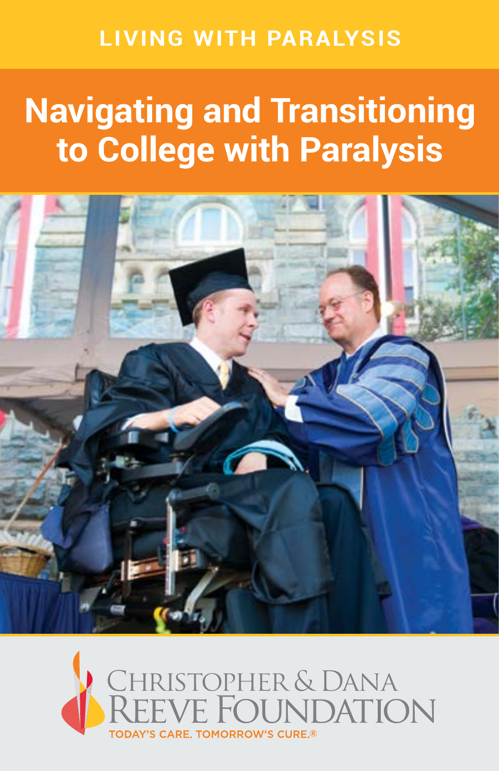LIVING WITH PARALYSIS

# Navigating and Transitioning to College with Paralysis

CHRISTOPHER & DANA REEVE FOUNDATION

TODAY'S CARE. TOMORROW'S CURE.®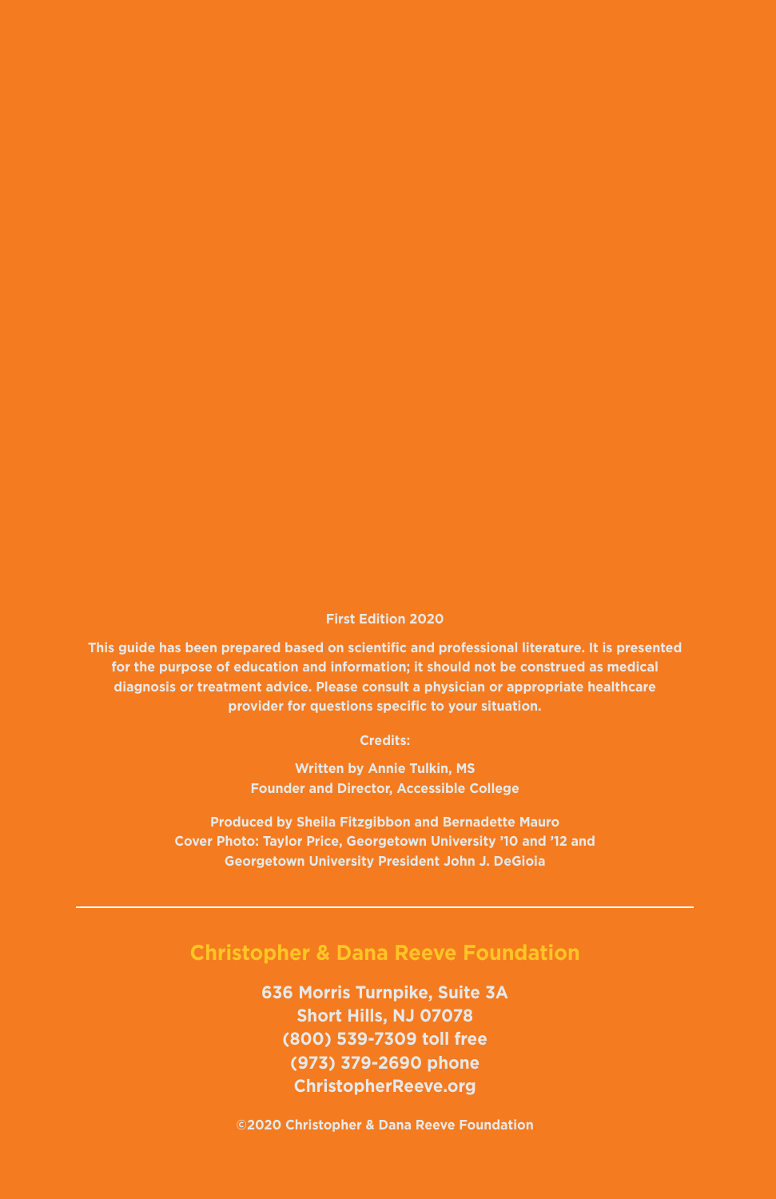**First Edition 2020**

**This guide has been prepared based on scientific and professional literature. It is presented for the purpose of education and information; it should not be construed as medical diagnosis or treatment advice. Please consult a physician or appropriate healthcare provider for questions specific to your situation.**

**Credits:**

**Written by Annie Tulkin, MS**
**Founder and Director, Accessible College**

**Produced by Sheila Fitzgibbon and Bernadette Mauro**
**Cover Photo: Taylor Price, Georgetown University '10 and '12 and Georgetown University President John J. DeGioia**

---

## Christopher & Dana Reeve Foundation

**636 Morris Turnpike, Suite 3A**
**Short Hills, NJ 07078**
**(800) 539-7309 toll free**
**(973) 379-2690 phone**
**ChristopherReeve.org**

**©2020 Christopher & Dana Reeve Foundation**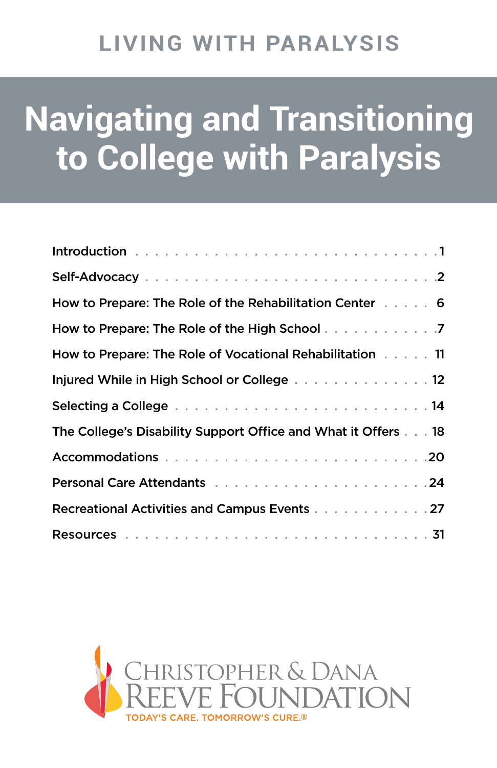LIVING WITH PARALYSIS

# Navigating and Transitioning to College with Paralysis

| | |
|---|---|
| Introduction | 1 |
| Self-Advocacy | 2 |
| How to Prepare: The Role of the Rehabilitation Center | 6 |
| How to Prepare: The Role of the High School | 7 |
| How to Prepare: The Role of Vocational Rehabilitation | 11 |
| Injured While in High School or College | 12 |
| Selecting a College | 14 |
| The College's Disability Support Office and What it Offers | 18 |
| Accommodations | 20 |
| Personal Care Attendants | 24 |
| Recreational Activities and Campus Events | 27 |
| Resources | 31 |

CHRISTOPHER & DANA REEVE FOUNDATION

TODAY'S CARE. TOMORROW'S CURE.®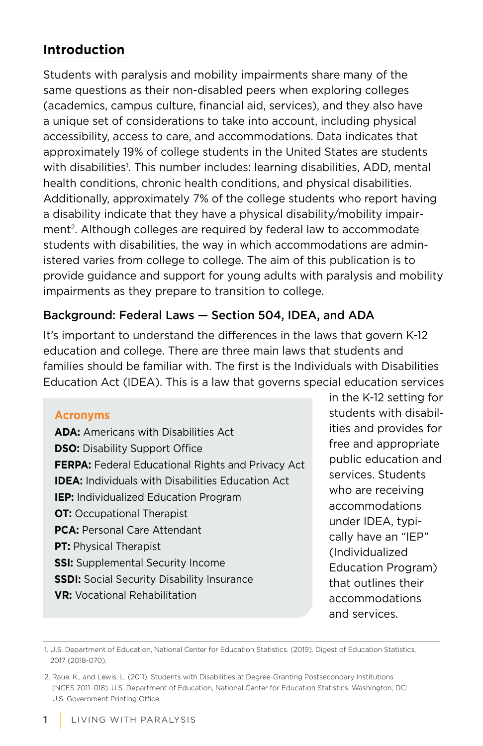## Introduction

Students with paralysis and mobility impairments share many of the same questions as their non-disabled peers when exploring colleges (academics, campus culture, financial aid, services), and they also have a unique set of considerations to take into account, including physical accessibility, access to care, and accommodations. Data indicates that approximately 19% of college students in the United States are students with disabilities[1]. This number includes: learning disabilities, ADD, mental health conditions, chronic health conditions, and physical disabilities. Additionally, approximately 7% of the college students who report having a disability indicate that they have a physical disability/mobility impairment[2]. Although colleges are required by federal law to accommodate students with disabilities, the way in which accommodations are administered varies from college to college. The aim of this publication is to provide guidance and support for young adults with paralysis and mobility impairments as they prepare to transition to college.

### Background: Federal Laws — Section 504, IDEA, and ADA

It's important to understand the differences in the laws that govern K-12 education and college. There are three main laws that students and families should be familiar with. The first is the Individuals with Disabilities Education Act (IDEA). This is a law that governs special education services in the K-12 setting for students with disabilities and provides for free and appropriate public education and services. Students who are receiving accommodations under IDEA, typically have an "IEP" (Individualized Education Program) that outlines their accommodations and services.

#### Acronyms

**ADA:** Americans with Disabilities Act
**DSO:** Disability Support Office
**FERPA:** Federal Educational Rights and Privacy Act
**IDEA:** Individuals with Disabilities Education Act
**IEP:** Individualized Education Program
**OT:** Occupational Therapist
**PCA:** Personal Care Attendant
**PT:** Physical Therapist
**SSI:** Supplemental Security Income
**SSDI:** Social Security Disability Insurance
**VR:** Vocational Rehabilitation

1. U.S. Department of Education, National Center for Education Statistics. (2019). Digest of Education Statistics, 2017 (2018-070).

2. Raue, K., and Lewis, L. (2011). Students with Disabilities at Degree-Granting Postsecondary Institutions (NCES 2011–018). U.S. Department of Education, National Center for Education Statistics. Washington, DC: U.S. Government Printing Office.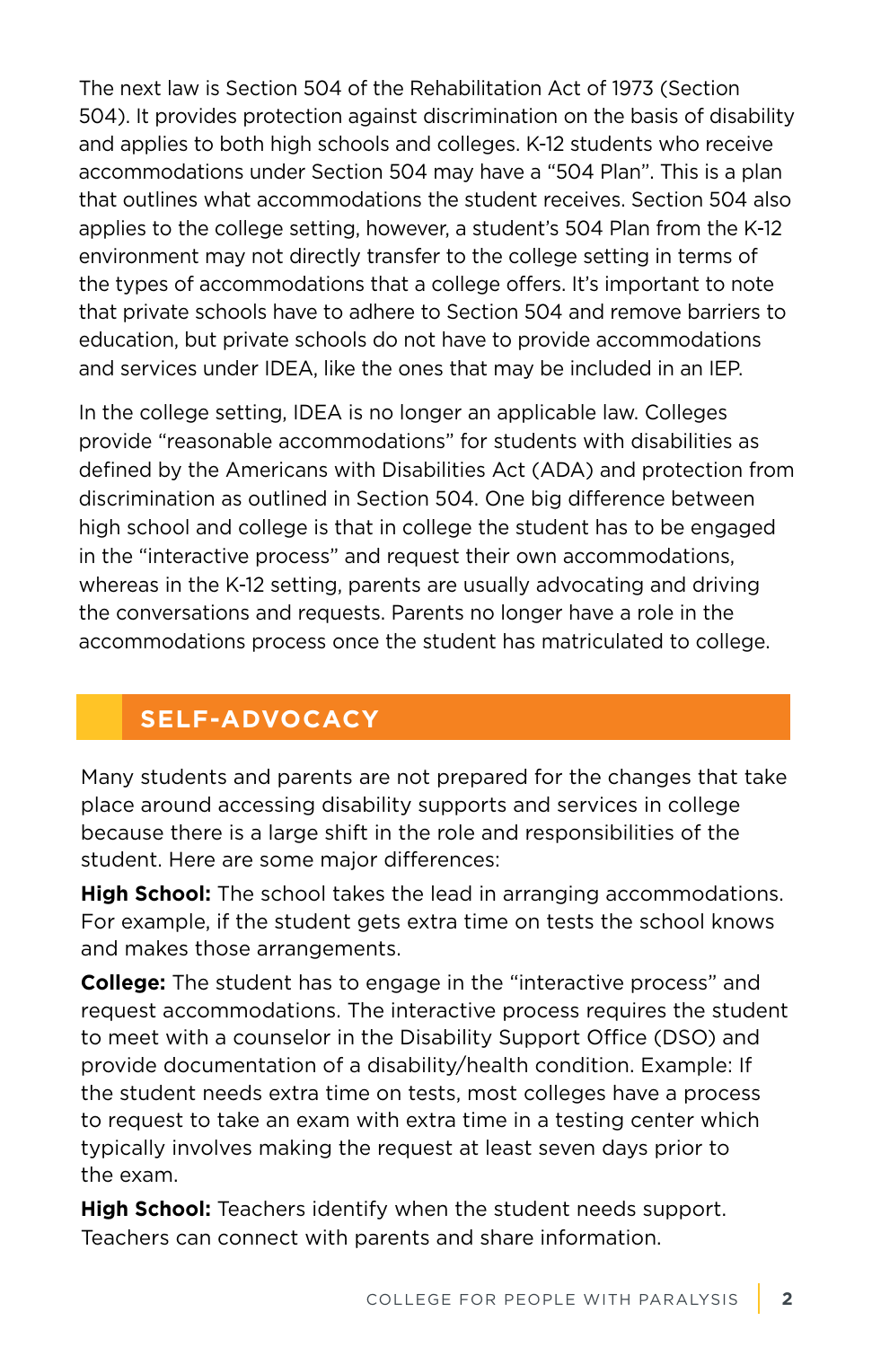The next law is Section 504 of the Rehabilitation Act of 1973 (Section 504). It provides protection against discrimination on the basis of disability and applies to both high schools and colleges. K-12 students who receive accommodations under Section 504 may have a "504 Plan". This is a plan that outlines what accommodations the student receives. Section 504 also applies to the college setting, however, a student's 504 Plan from the K-12 environment may not directly transfer to the college setting in terms of the types of accommodations that a college offers. It's important to note that private schools have to adhere to Section 504 and remove barriers to education, but private schools do not have to provide accommodations and services under IDEA, like the ones that may be included in an IEP.

In the college setting, IDEA is no longer an applicable law. Colleges provide "reasonable accommodations" for students with disabilities as defined by the Americans with Disabilities Act (ADA) and protection from discrimination as outlined in Section 504. One big difference between high school and college is that in college the student has to be engaged in the "interactive process" and request their own accommodations, whereas in the K-12 setting, parents are usually advocating and driving the conversations and requests. Parents no longer have a role in the accommodations process once the student has matriculated to college.

## SELF-ADVOCACY

Many students and parents are not prepared for the changes that take place around accessing disability supports and services in college because there is a large shift in the role and responsibilities of the student. Here are some major differences:

**High School:** The school takes the lead in arranging accommodations. For example, if the student gets extra time on tests the school knows and makes those arrangements.

**College:** The student has to engage in the "interactive process" and request accommodations. The interactive process requires the student to meet with a counselor in the Disability Support Office (DSO) and provide documentation of a disability/health condition. Example: If the student needs extra time on tests, most colleges have a process to request to take an exam with extra time in a testing center which typically involves making the request at least seven days prior to the exam.

**High School:** Teachers identify when the student needs support. Teachers can connect with parents and share information.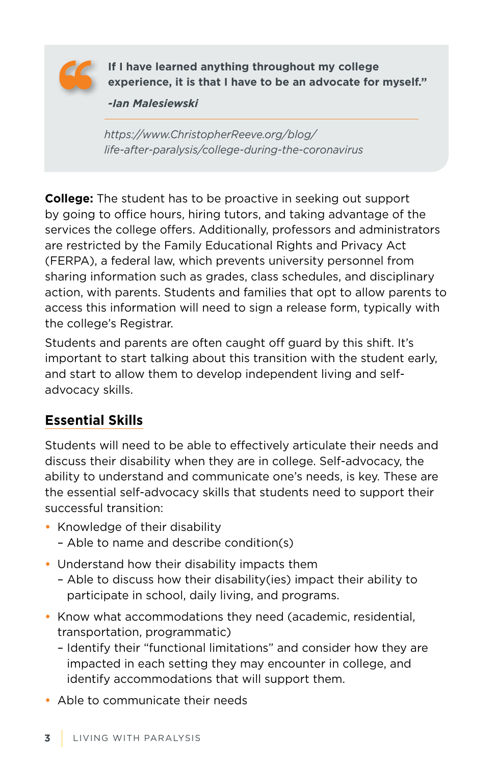> **If I have learned anything throughout my college experience, it is that I have to be an advocate for myself."**
>
> ***-Ian Malesiewski***
>
> *https://www.ChristopherReeve.org/blog/life-after-paralysis/college-during-the-coronavirus*

**College:** The student has to be proactive in seeking out support by going to office hours, hiring tutors, and taking advantage of the services the college offers. Additionally, professors and administrators are restricted by the Family Educational Rights and Privacy Act (FERPA), a federal law, which prevents university personnel from sharing information such as grades, class schedules, and disciplinary action, with parents. Students and families that opt to allow parents to access this information will need to sign a release form, typically with the college's Registrar.

Students and parents are often caught off guard by this shift. It's important to start talking about this transition with the student early, and start to allow them to develop independent living and self-advocacy skills.

## Essential Skills

Students will need to be able to effectively articulate their needs and discuss their disability when they are in college. Self-advocacy, the ability to understand and communicate one's needs, is key. These are the essential self-advocacy skills that students need to support their successful transition:

- Knowledge of their disability
  - Able to name and describe condition(s)
- Understand how their disability impacts them
  - Able to discuss how their disability(ies) impact their ability to participate in school, daily living, and programs.
- Know what accommodations they need (academic, residential, transportation, programmatic)
  - Identify their "functional limitations" and consider how they are impacted in each setting they may encounter in college, and identify accommodations that will support them.
- Able to communicate their needs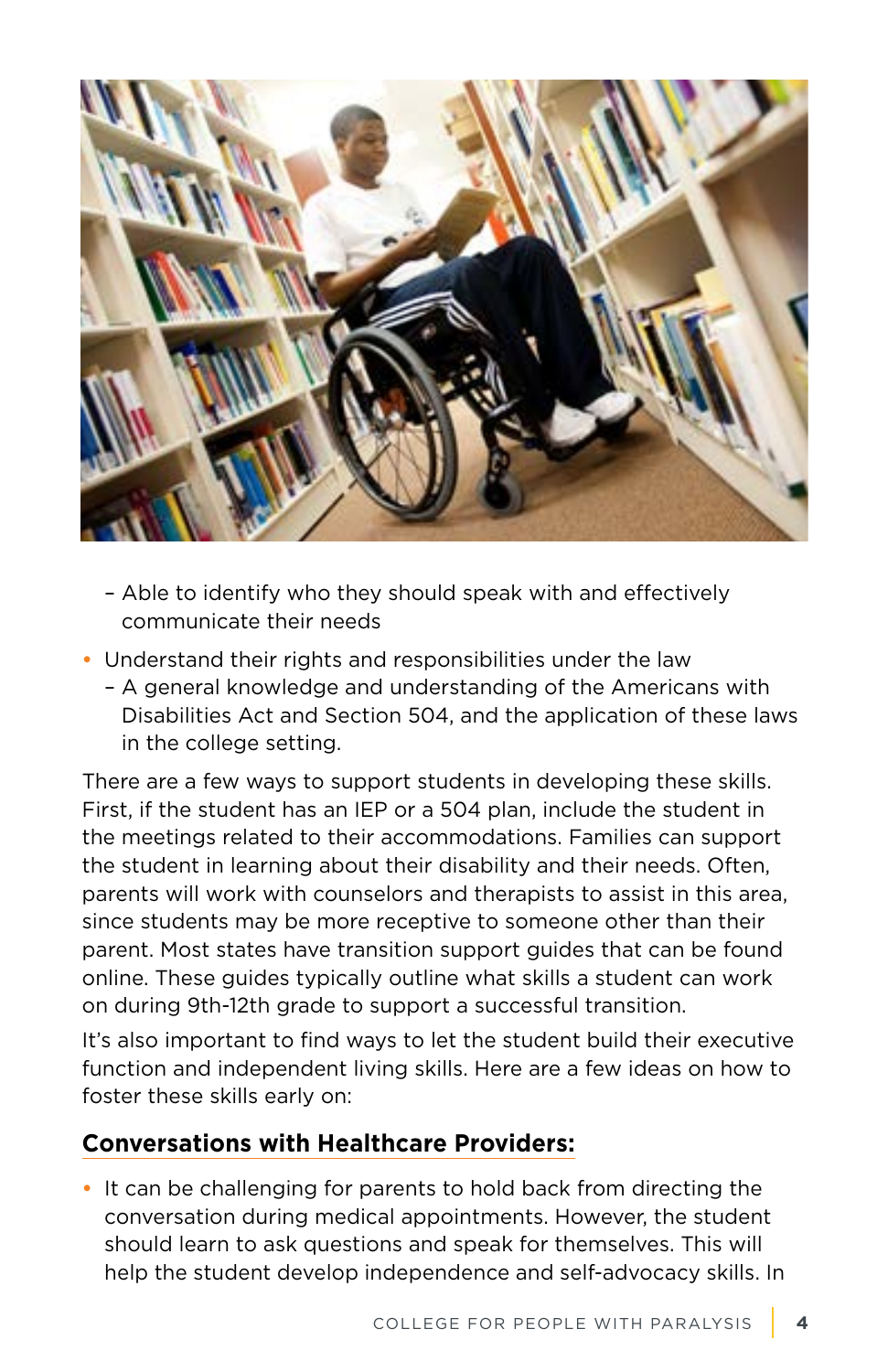- Able to identify who they should speak with and effectively communicate their needs

- Understand their rights and responsibilities under the law
  - A general knowledge and understanding of the Americans with Disabilities Act and Section 504, and the application of these laws in the college setting.

There are a few ways to support students in developing these skills. First, if the student has an IEP or a 504 plan, include the student in the meetings related to their accommodations. Families can support the student in learning about their disability and their needs. Often, parents will work with counselors and therapists to assist in this area, since students may be more receptive to someone other than their parent. Most states have transition support guides that can be found online. These guides typically outline what skills a student can work on during 9th-12th grade to support a successful transition.

It's also important to find ways to let the student build their executive function and independent living skills. Here are a few ideas on how to foster these skills early on:

## Conversations with Healthcare Providers:

- It can be challenging for parents to hold back from directing the conversation during medical appointments. However, the student should learn to ask questions and speak for themselves. This will help the student develop independence and self-advocacy skills. In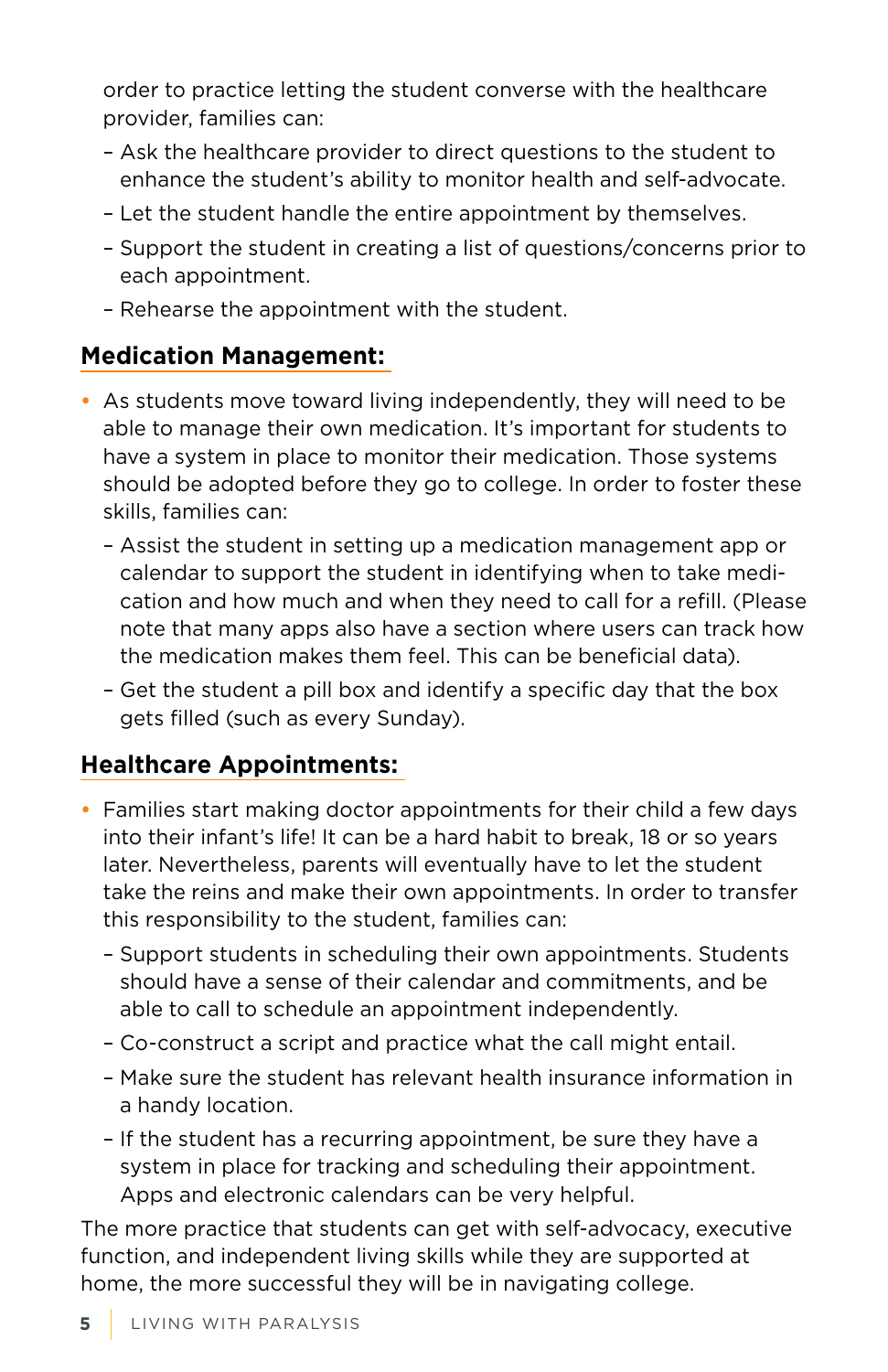order to practice letting the student converse with the healthcare provider, families can:

  - Ask the healthcare provider to direct questions to the student to enhance the student's ability to monitor health and self-advocate.
  - Let the student handle the entire appointment by themselves.
  - Support the student in creating a list of questions/concerns prior to each appointment.
  - Rehearse the appointment with the student.

## Medication Management:

- As students move toward living independently, they will need to be able to manage their own medication. It's important for students to have a system in place to monitor their medication. Those systems should be adopted before they go to college. In order to foster these skills, families can:
  - Assist the student in setting up a medication management app or calendar to support the student in identifying when to take medication and how much and when they need to call for a refill. (Please note that many apps also have a section where users can track how the medication makes them feel. This can be beneficial data).
  - Get the student a pill box and identify a specific day that the box gets filled (such as every Sunday).

## Healthcare Appointments:

- Families start making doctor appointments for their child a few days into their infant's life! It can be a hard habit to break, 18 or so years later. Nevertheless, parents will eventually have to let the student take the reins and make their own appointments. In order to transfer this responsibility to the student, families can:
  - Support students in scheduling their own appointments. Students should have a sense of their calendar and commitments, and be able to call to schedule an appointment independently.
  - Co-construct a script and practice what the call might entail.
  - Make sure the student has relevant health insurance information in a handy location.
  - If the student has a recurring appointment, be sure they have a system in place for tracking and scheduling their appointment. Apps and electronic calendars can be very helpful.

The more practice that students can get with self-advocacy, executive function, and independent living skills while they are supported at home, the more successful they will be in navigating college.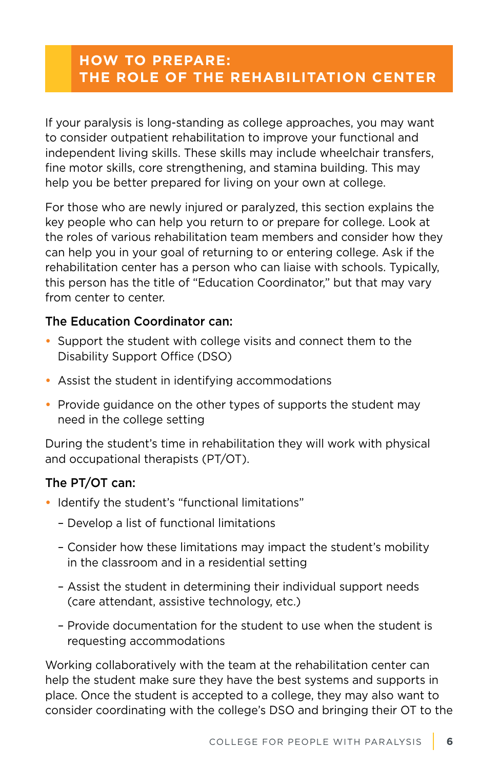## HOW TO PREPARE: THE ROLE OF THE REHABILITATION CENTER

If your paralysis is long-standing as college approaches, you may want to consider outpatient rehabilitation to improve your functional and independent living skills. These skills may include wheelchair transfers, fine motor skills, core strengthening, and stamina building. This may help you be better prepared for living on your own at college.

For those who are newly injured or paralyzed, this section explains the key people who can help you return to or prepare for college. Look at the roles of various rehabilitation team members and consider how they can help you in your goal of returning to or entering college. Ask if the rehabilitation center has a person who can liaise with schools. Typically, this person has the title of "Education Coordinator," but that may vary from center to center.

**The Education Coordinator can:**

- Support the student with college visits and connect them to the Disability Support Office (DSO)
- Assist the student in identifying accommodations
- Provide guidance on the other types of supports the student may need in the college setting

During the student's time in rehabilitation they will work with physical and occupational therapists (PT/OT).

**The PT/OT can:**

- Identify the student's "functional limitations"
  - Develop a list of functional limitations
  - Consider how these limitations may impact the student's mobility in the classroom and in a residential setting
  - Assist the student in determining their individual support needs (care attendant, assistive technology, etc.)
  - Provide documentation for the student to use when the student is requesting accommodations

Working collaboratively with the team at the rehabilitation center can help the student make sure they have the best systems and supports in place. Once the student is accepted to a college, they may also want to consider coordinating with the college's DSO and bringing their OT to the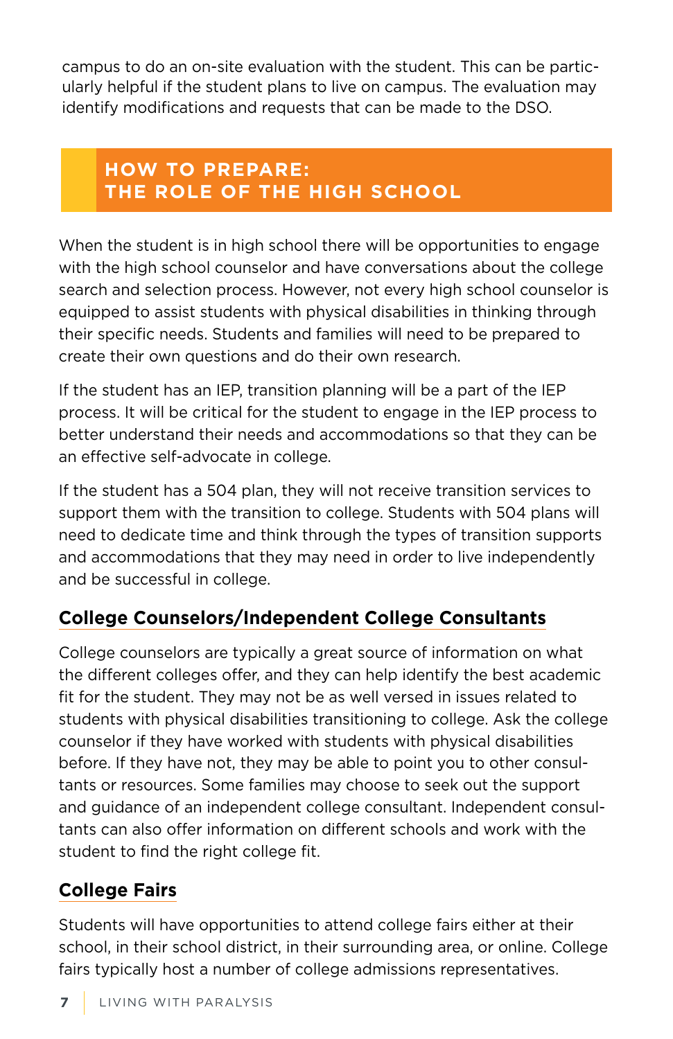campus to do an on-site evaluation with the student. This can be particularly helpful if the student plans to live on campus. The evaluation may identify modifications and requests that can be made to the DSO.

## HOW TO PREPARE: THE ROLE OF THE HIGH SCHOOL

When the student is in high school there will be opportunities to engage with the high school counselor and have conversations about the college search and selection process. However, not every high school counselor is equipped to assist students with physical disabilities in thinking through their specific needs. Students and families will need to be prepared to create their own questions and do their own research.

If the student has an IEP, transition planning will be a part of the IEP process. It will be critical for the student to engage in the IEP process to better understand their needs and accommodations so that they can be an effective self-advocate in college.

If the student has a 504 plan, they will not receive transition services to support them with the transition to college. Students with 504 plans will need to dedicate time and think through the types of transition supports and accommodations that they may need in order to live independently and be successful in college.

### College Counselors/Independent College Consultants

College counselors are typically a great source of information on what the different colleges offer, and they can help identify the best academic fit for the student. They may not be as well versed in issues related to students with physical disabilities transitioning to college. Ask the college counselor if they have worked with students with physical disabilities before. If they have not, they may be able to point you to other consultants or resources. Some families may choose to seek out the support and guidance of an independent college consultant. Independent consultants can also offer information on different schools and work with the student to find the right college fit.

### College Fairs

Students will have opportunities to attend college fairs either at their school, in their school district, in their surrounding area, or online. College fairs typically host a number of college admissions representatives.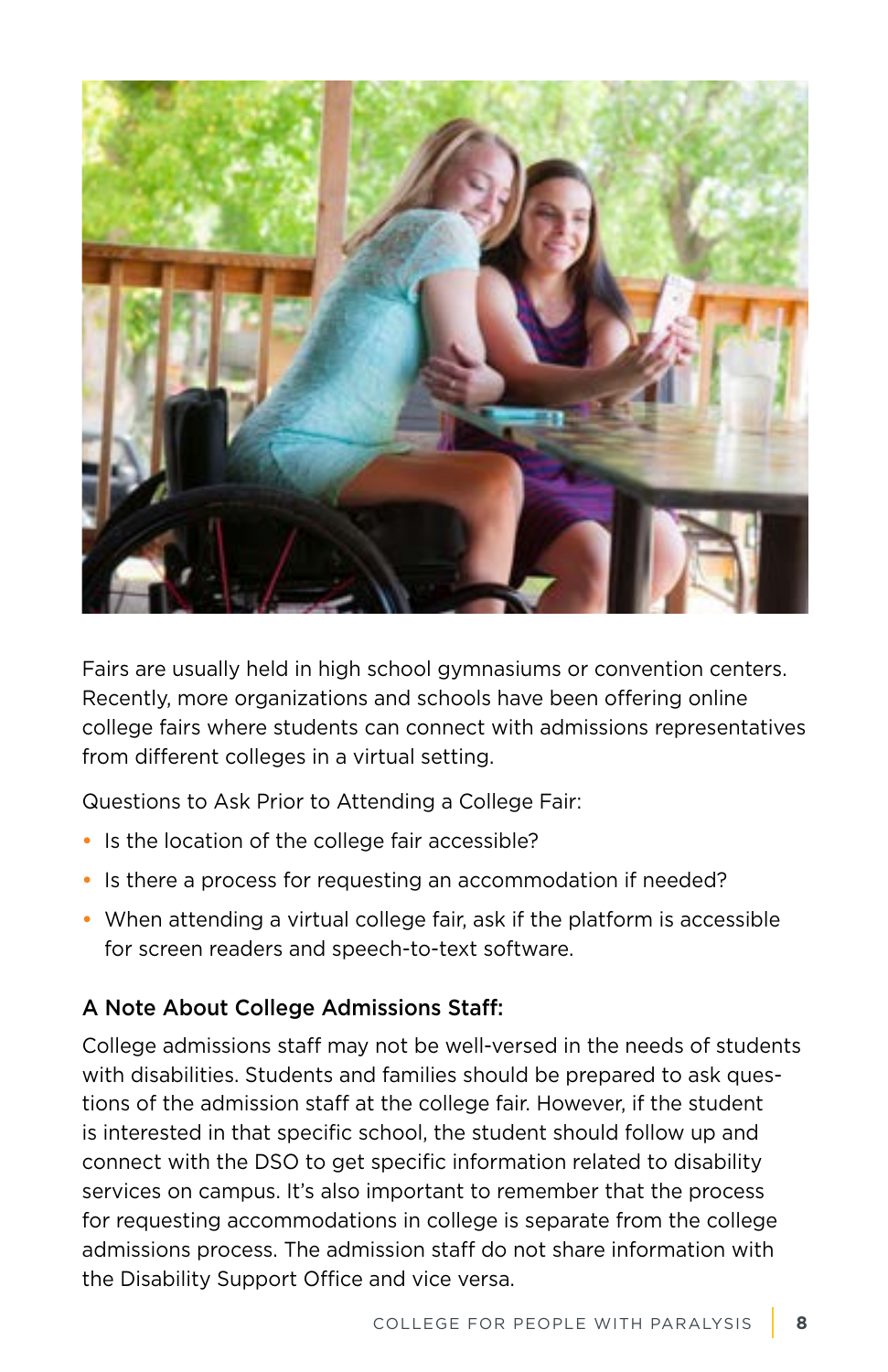Fairs are usually held in high school gymnasiums or convention centers. Recently, more organizations and schools have been offering online college fairs where students can connect with admissions representatives from different colleges in a virtual setting.

Questions to Ask Prior to Attending a College Fair:

- Is the location of the college fair accessible?
- Is there a process for requesting an accommodation if needed?
- When attending a virtual college fair, ask if the platform is accessible for screen readers and speech-to-text software.

### A Note About College Admissions Staff:

College admissions staff may not be well-versed in the needs of students with disabilities. Students and families should be prepared to ask questions of the admission staff at the college fair. However, if the student is interested in that specific school, the student should follow up and connect with the DSO to get specific information related to disability services on campus. It's also important to remember that the process for requesting accommodations in college is separate from the college admissions process. The admission staff do not share information with the Disability Support Office and vice versa.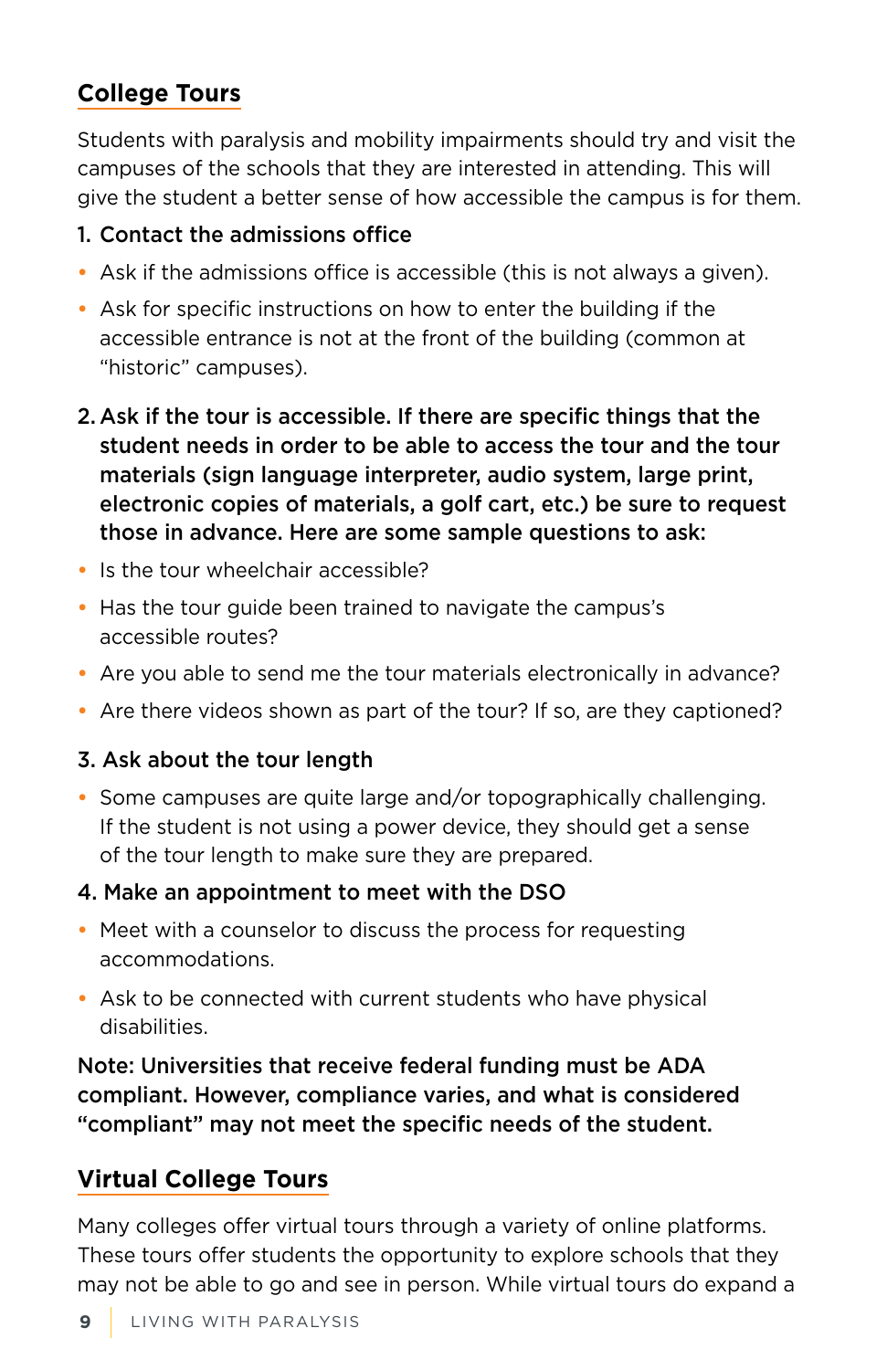## College Tours

Students with paralysis and mobility impairments should try and visit the campuses of the schools that they are interested in attending. This will give the student a better sense of how accessible the campus is for them.

1. **Contact the admissions office**

- Ask if the admissions office is accessible (this is not always a given).
- Ask for specific instructions on how to enter the building if the accessible entrance is not at the front of the building (common at "historic" campuses).

2. **Ask if the tour is accessible. If there are specific things that the student needs in order to be able to access the tour and the tour materials (sign language interpreter, audio system, large print, electronic copies of materials, a golf cart, etc.) be sure to request those in advance. Here are some sample questions to ask:**

- Is the tour wheelchair accessible?
- Has the tour guide been trained to navigate the campus's accessible routes?
- Are you able to send me the tour materials electronically in advance?
- Are there videos shown as part of the tour? If so, are they captioned?

3. **Ask about the tour length**

- Some campuses are quite large and/or topographically challenging. If the student is not using a power device, they should get a sense of the tour length to make sure they are prepared.

4. **Make an appointment to meet with the DSO**

- Meet with a counselor to discuss the process for requesting accommodations.
- Ask to be connected with current students who have physical disabilities.

**Note: Universities that receive federal funding must be ADA compliant. However, compliance varies, and what is considered "compliant" may not meet the specific needs of the student.**

## Virtual College Tours

Many colleges offer virtual tours through a variety of online platforms. These tours offer students the opportunity to explore schools that they may not be able to go and see in person. While virtual tours do expand a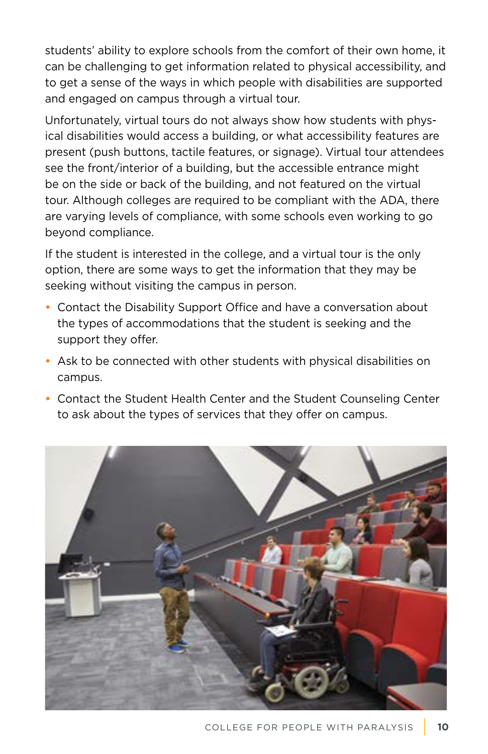students' ability to explore schools from the comfort of their own home, it can be challenging to get information related to physical accessibility, and to get a sense of the ways in which people with disabilities are supported and engaged on campus through a virtual tour.

Unfortunately, virtual tours do not always show how students with physical disabilities would access a building, or what accessibility features are present (push buttons, tactile features, or signage). Virtual tour attendees see the front/interior of a building, but the accessible entrance might be on the side or back of the building, and not featured on the virtual tour. Although colleges are required to be compliant with the ADA, there are varying levels of compliance, with some schools even working to go beyond compliance.

If the student is interested in the college, and a virtual tour is the only option, there are some ways to get the information that they may be seeking without visiting the campus in person.

- Contact the Disability Support Office and have a conversation about the types of accommodations that the student is seeking and the support they offer.
- Ask to be connected with other students with physical disabilities on campus.
- Contact the Student Health Center and the Student Counseling Center to ask about the types of services that they offer on campus.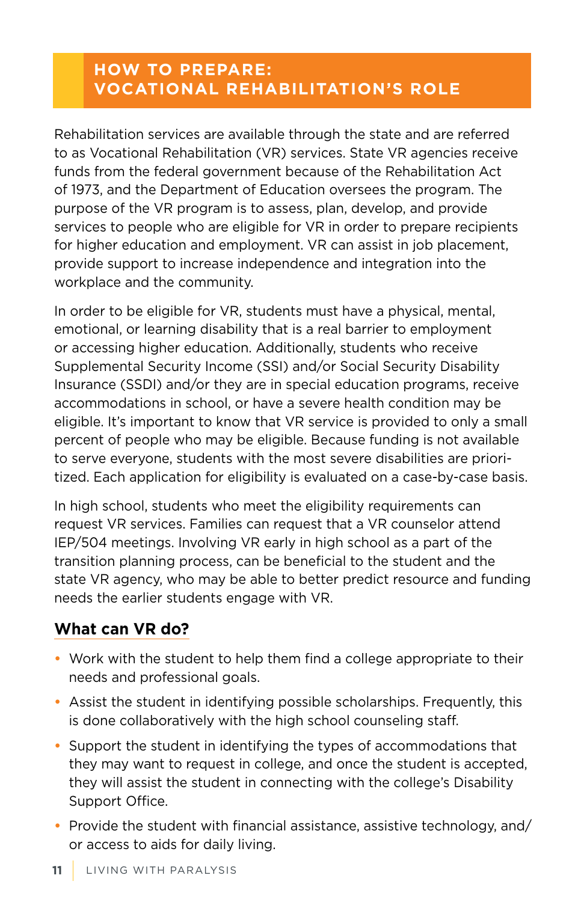## HOW TO PREPARE: VOCATIONAL REHABILITATION'S ROLE

Rehabilitation services are available through the state and are referred to as Vocational Rehabilitation (VR) services. State VR agencies receive funds from the federal government because of the Rehabilitation Act of 1973, and the Department of Education oversees the program. The purpose of the VR program is to assess, plan, develop, and provide services to people who are eligible for VR in order to prepare recipients for higher education and employment. VR can assist in job placement, provide support to increase independence and integration into the workplace and the community.

In order to be eligible for VR, students must have a physical, mental, emotional, or learning disability that is a real barrier to employment or accessing higher education. Additionally, students who receive Supplemental Security Income (SSI) and/or Social Security Disability Insurance (SSDI) and/or they are in special education programs, receive accommodations in school, or have a severe health condition may be eligible. It's important to know that VR service is provided to only a small percent of people who may be eligible. Because funding is not available to serve everyone, students with the most severe disabilities are prioritized. Each application for eligibility is evaluated on a case-by-case basis.

In high school, students who meet the eligibility requirements can request VR services. Families can request that a VR counselor attend IEP/504 meetings. Involving VR early in high school as a part of the transition planning process, can be beneficial to the student and the state VR agency, who may be able to better predict resource and funding needs the earlier students engage with VR.

### What can VR do?

- Work with the student to help them find a college appropriate to their needs and professional goals.
- Assist the student in identifying possible scholarships. Frequently, this is done collaboratively with the high school counseling staff.
- Support the student in identifying the types of accommodations that they may want to request in college, and once the student is accepted, they will assist the student in connecting with the college's Disability Support Office.
- Provide the student with financial assistance, assistive technology, and/or access to aids for daily living.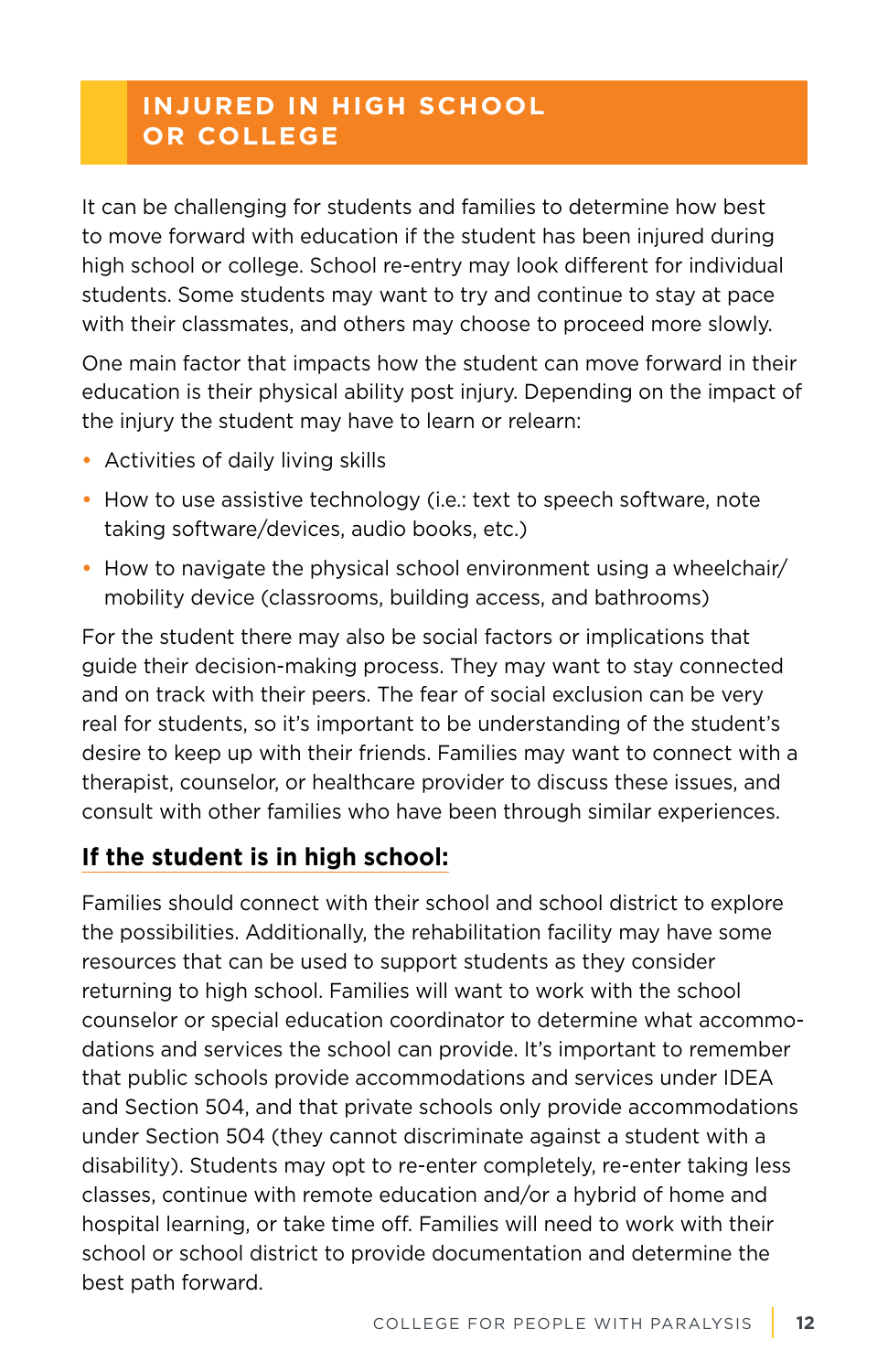## INJURED IN HIGH SCHOOL OR COLLEGE

It can be challenging for students and families to determine how best to move forward with education if the student has been injured during high school or college. School re-entry may look different for individual students. Some students may want to try and continue to stay at pace with their classmates, and others may choose to proceed more slowly.

One main factor that impacts how the student can move forward in their education is their physical ability post injury. Depending on the impact of the injury the student may have to learn or relearn:

- Activities of daily living skills
- How to use assistive technology (i.e.: text to speech software, note taking software/devices, audio books, etc.)
- How to navigate the physical school environment using a wheelchair/mobility device (classrooms, building access, and bathrooms)

For the student there may also be social factors or implications that guide their decision-making process. They may want to stay connected and on track with their peers. The fear of social exclusion can be very real for students, so it's important to be understanding of the student's desire to keep up with their friends. Families may want to connect with a therapist, counselor, or healthcare provider to discuss these issues, and consult with other families who have been through similar experiences.

### If the student is in high school:

Families should connect with their school and school district to explore the possibilities. Additionally, the rehabilitation facility may have some resources that can be used to support students as they consider returning to high school. Families will want to work with the school counselor or special education coordinator to determine what accommodations and services the school can provide. It's important to remember that public schools provide accommodations and services under IDEA and Section 504, and that private schools only provide accommodations under Section 504 (they cannot discriminate against a student with a disability). Students may opt to re-enter completely, re-enter taking less classes, continue with remote education and/or a hybrid of home and hospital learning, or take time off. Families will need to work with their school or school district to provide documentation and determine the best path forward.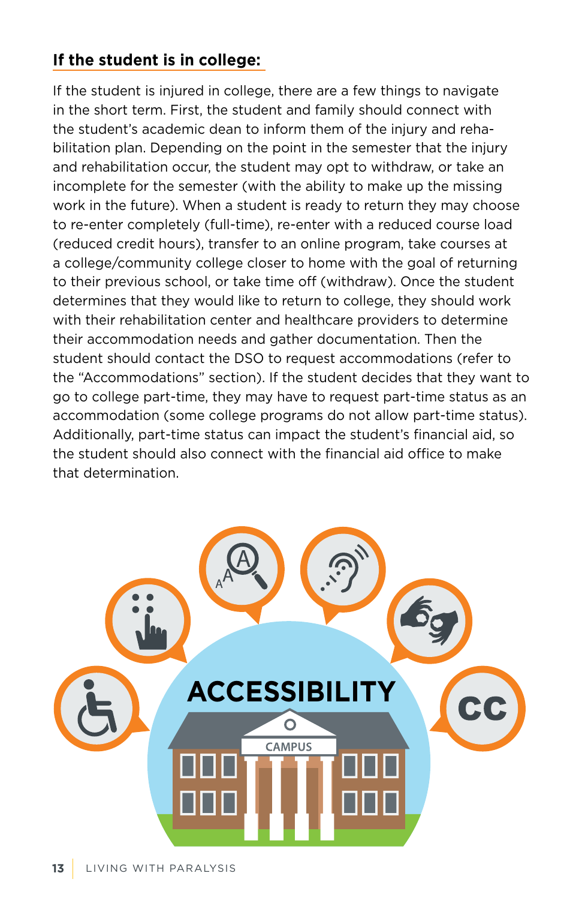## If the student is in college:

If the student is injured in college, there are a few things to navigate in the short term. First, the student and family should connect with the student's academic dean to inform them of the injury and rehabilitation plan. Depending on the point in the semester that the injury and rehabilitation occur, the student may opt to withdraw, or take an incomplete for the semester (with the ability to make up the missing work in the future). When a student is ready to return they may choose to re-enter completely (full-time), re-enter with a reduced course load (reduced credit hours), transfer to an online program, take courses at a college/community college closer to home with the goal of returning to their previous school, or take time off (withdraw). Once the student determines that they would like to return to college, they should work with their rehabilitation center and healthcare providers to determine their accommodation needs and gather documentation. Then the student should contact the DSO to request accommodations (refer to the "Accommodations" section). If the student decides that they want to go to college part-time, they may have to request part-time status as an accommodation (some college programs do not allow part-time status). Additionally, part-time status can impact the student's financial aid, so the student should also connect with the financial aid office to make that determination.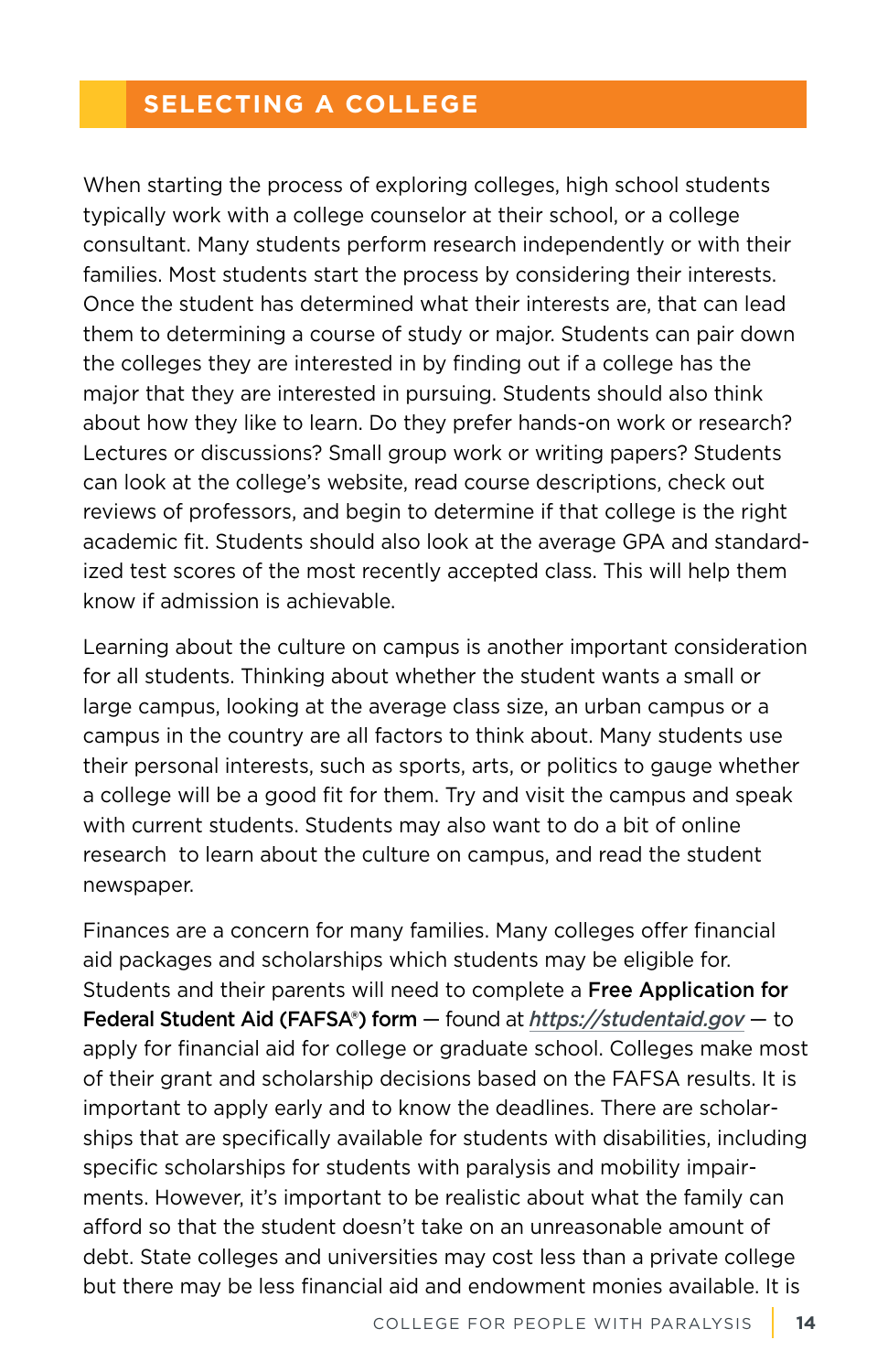## SELECTING A COLLEGE

When starting the process of exploring colleges, high school students typically work with a college counselor at their school, or a college consultant. Many students perform research independently or with their families. Most students start the process by considering their interests. Once the student has determined what their interests are, that can lead them to determining a course of study or major. Students can pair down the colleges they are interested in by finding out if a college has the major that they are interested in pursuing. Students should also think about how they like to learn. Do they prefer hands-on work or research? Lectures or discussions? Small group work or writing papers? Students can look at the college's website, read course descriptions, check out reviews of professors, and begin to determine if that college is the right academic fit. Students should also look at the average GPA and standardized test scores of the most recently accepted class. This will help them know if admission is achievable.

Learning about the culture on campus is another important consideration for all students. Thinking about whether the student wants a small or large campus, looking at the average class size, an urban campus or a campus in the country are all factors to think about. Many students use their personal interests, such as sports, arts, or politics to gauge whether a college will be a good fit for them. Try and visit the campus and speak with current students. Students may also want to do a bit of online research to learn about the culture on campus, and read the student newspaper.

Finances are a concern for many families. Many colleges offer financial aid packages and scholarships which students may be eligible for. Students and their parents will need to complete a **Free Application for Federal Student Aid (FAFSA®) form** — found at ***https://studentaid.gov*** — to apply for financial aid for college or graduate school. Colleges make most of their grant and scholarship decisions based on the FAFSA results. It is important to apply early and to know the deadlines. There are scholarships that are specifically available for students with disabilities, including specific scholarships for students with paralysis and mobility impairments. However, it's important to be realistic about what the family can afford so that the student doesn't take on an unreasonable amount of debt. State colleges and universities may cost less than a private college but there may be less financial aid and endowment monies available. It is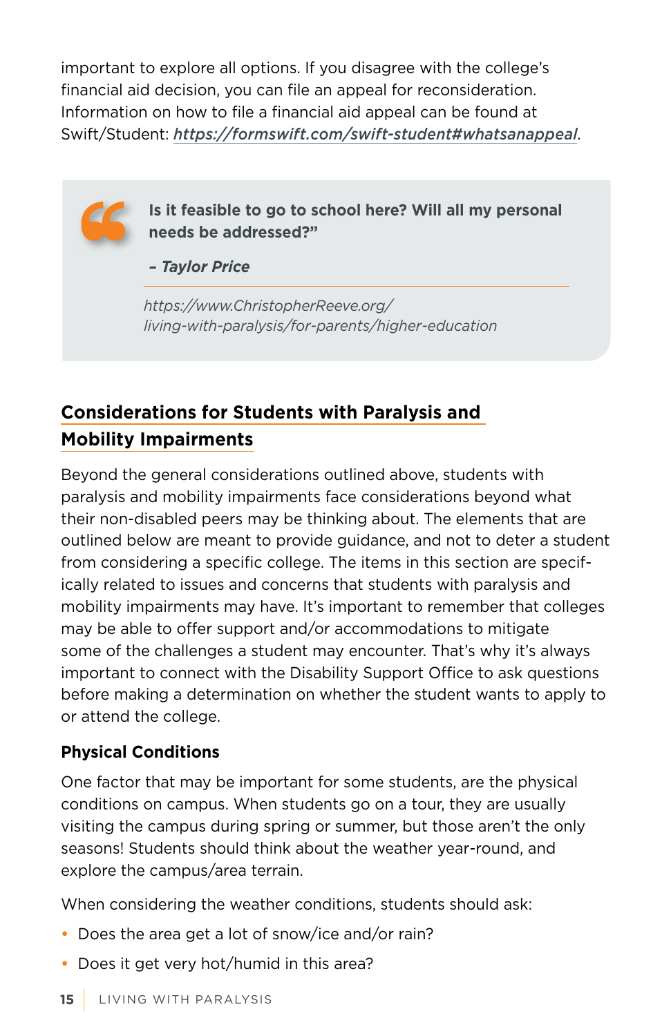important to explore all options. If you disagree with the college's financial aid decision, you can file an appeal for reconsideration. Information on how to file a financial aid appeal can be found at Swift/Student: ***https://formswift.com/swift-student#whatsanappeal***.

> **Is it feasible to go to school here? Will all my personal needs be addressed?"**
>
> ***– Taylor Price***
>
> *https://www.ChristopherReeve.org/living-with-paralysis/for-parents/higher-education*

## Considerations for Students with Paralysis and Mobility Impairments

Beyond the general considerations outlined above, students with paralysis and mobility impairments face considerations beyond what their non-disabled peers may be thinking about. The elements that are outlined below are meant to provide guidance, and not to deter a student from considering a specific college. The items in this section are specifically related to issues and concerns that students with paralysis and mobility impairments may have. It's important to remember that colleges may be able to offer support and/or accommodations to mitigate some of the challenges a student may encounter. That's why it's always important to connect with the Disability Support Office to ask questions before making a determination on whether the student wants to apply to or attend the college.

### Physical Conditions

One factor that may be important for some students, are the physical conditions on campus. When students go on a tour, they are usually visiting the campus during spring or summer, but those aren't the only seasons! Students should think about the weather year-round, and explore the campus/area terrain.

When considering the weather conditions, students should ask:

- Does the area get a lot of snow/ice and/or rain?
- Does it get very hot/humid in this area?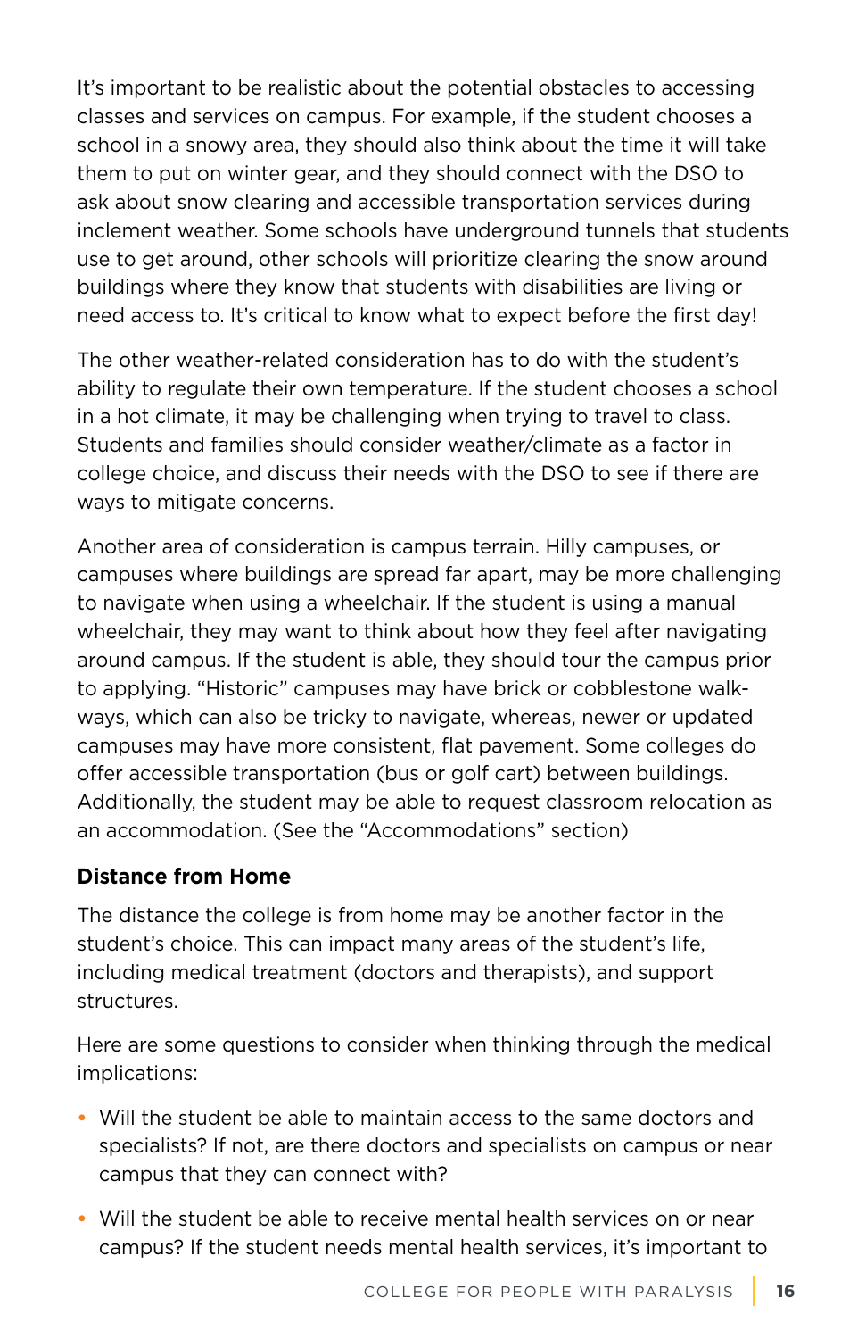It's important to be realistic about the potential obstacles to accessing classes and services on campus. For example, if the student chooses a school in a snowy area, they should also think about the time it will take them to put on winter gear, and they should connect with the DSO to ask about snow clearing and accessible transportation services during inclement weather. Some schools have underground tunnels that students use to get around, other schools will prioritize clearing the snow around buildings where they know that students with disabilities are living or need access to. It's critical to know what to expect before the first day!

The other weather-related consideration has to do with the student's ability to regulate their own temperature. If the student chooses a school in a hot climate, it may be challenging when trying to travel to class. Students and families should consider weather/climate as a factor in college choice, and discuss their needs with the DSO to see if there are ways to mitigate concerns.

Another area of consideration is campus terrain. Hilly campuses, or campuses where buildings are spread far apart, may be more challenging to navigate when using a wheelchair. If the student is using a manual wheelchair, they may want to think about how they feel after navigating around campus. If the student is able, they should tour the campus prior to applying. "Historic" campuses may have brick or cobblestone walkways, which can also be tricky to navigate, whereas, newer or updated campuses may have more consistent, flat pavement. Some colleges do offer accessible transportation (bus or golf cart) between buildings. Additionally, the student may be able to request classroom relocation as an accommodation. (See the "Accommodations" section)

### Distance from Home

The distance the college is from home may be another factor in the student's choice. This can impact many areas of the student's life, including medical treatment (doctors and therapists), and support structures.

Here are some questions to consider when thinking through the medical implications:

- Will the student be able to maintain access to the same doctors and specialists? If not, are there doctors and specialists on campus or near campus that they can connect with?
- Will the student be able to receive mental health services on or near campus? If the student needs mental health services, it's important to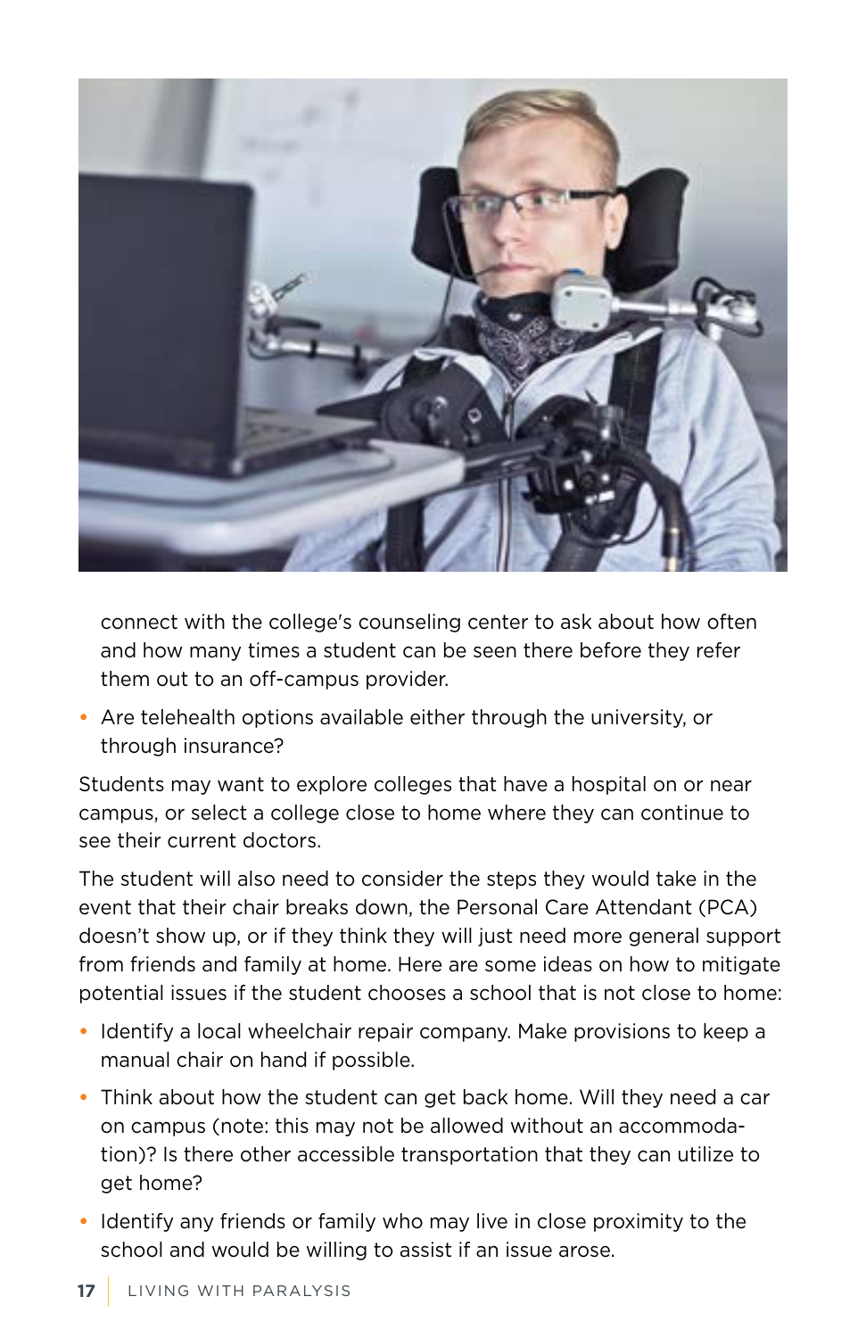connect with the college's counseling center to ask about how often and how many times a student can be seen there before they refer them out to an off-campus provider.

- Are telehealth options available either through the university, or through insurance?

Students may want to explore colleges that have a hospital on or near campus, or select a college close to home where they can continue to see their current doctors.

The student will also need to consider the steps they would take in the event that their chair breaks down, the Personal Care Attendant (PCA) doesn't show up, or if they think they will just need more general support from friends and family at home. Here are some ideas on how to mitigate potential issues if the student chooses a school that is not close to home:

- Identify a local wheelchair repair company. Make provisions to keep a manual chair on hand if possible.
- Think about how the student can get back home. Will they need a car on campus (note: this may not be allowed without an accommodation)? Is there other accessible transportation that they can utilize to get home?
- Identify any friends or family who may live in close proximity to the school and would be willing to assist if an issue arose.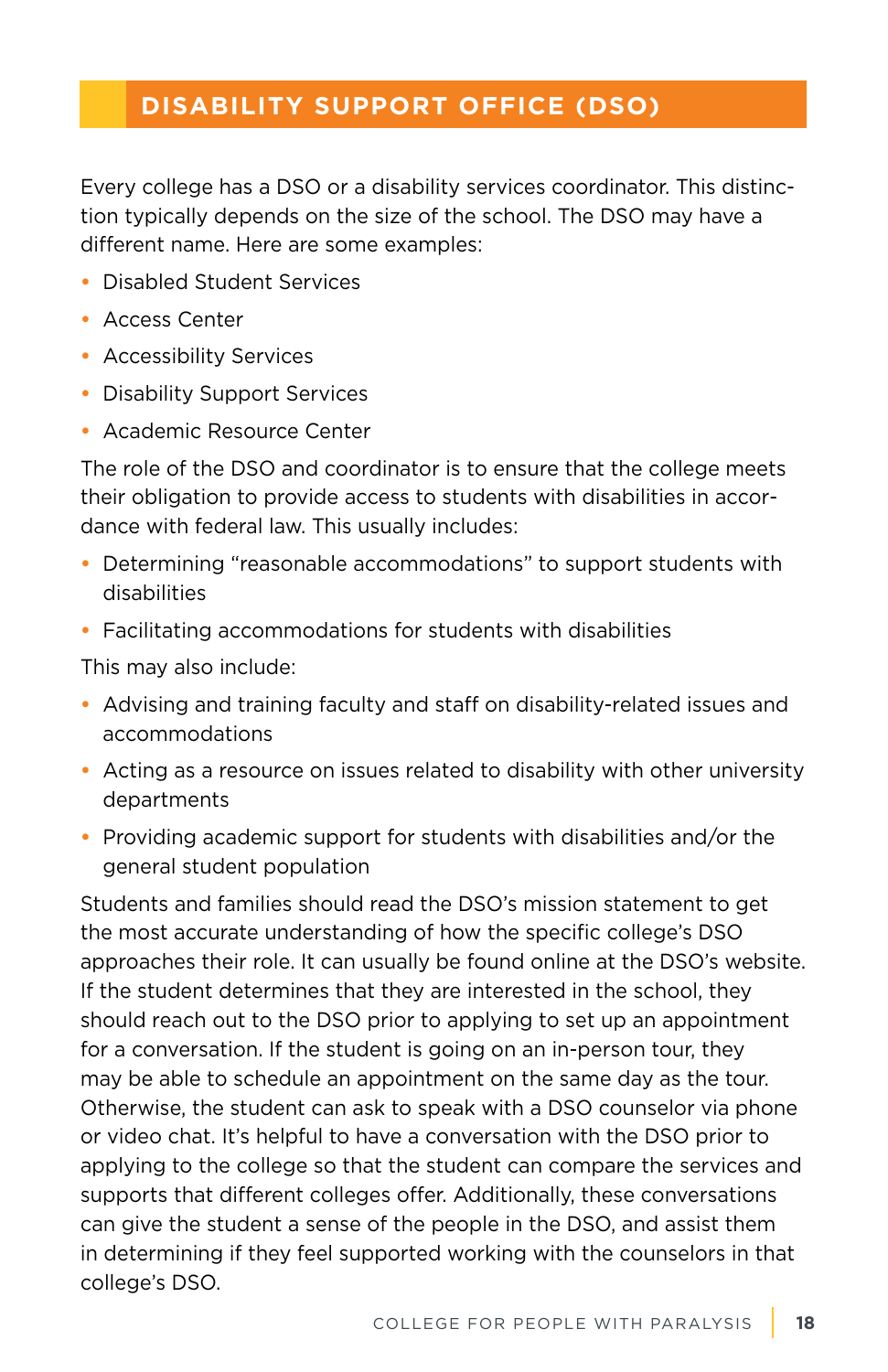## DISABILITY SUPPORT OFFICE (DSO)

Every college has a DSO or a disability services coordinator. This distinction typically depends on the size of the school. The DSO may have a different name. Here are some examples:

- Disabled Student Services
- Access Center
- Accessibility Services
- Disability Support Services
- Academic Resource Center

The role of the DSO and coordinator is to ensure that the college meets their obligation to provide access to students with disabilities in accordance with federal law. This usually includes:

- Determining "reasonable accommodations" to support students with disabilities
- Facilitating accommodations for students with disabilities

This may also include:

- Advising and training faculty and staff on disability-related issues and accommodations
- Acting as a resource on issues related to disability with other university departments
- Providing academic support for students with disabilities and/or the general student population

Students and families should read the DSO's mission statement to get the most accurate understanding of how the specific college's DSO approaches their role. It can usually be found online at the DSO's website. If the student determines that they are interested in the school, they should reach out to the DSO prior to applying to set up an appointment for a conversation. If the student is going on an in-person tour, they may be able to schedule an appointment on the same day as the tour. Otherwise, the student can ask to speak with a DSO counselor via phone or video chat. It's helpful to have a conversation with the DSO prior to applying to the college so that the student can compare the services and supports that different colleges offer. Additionally, these conversations can give the student a sense of the people in the DSO, and assist them in determining if they feel supported working with the counselors in that college's DSO.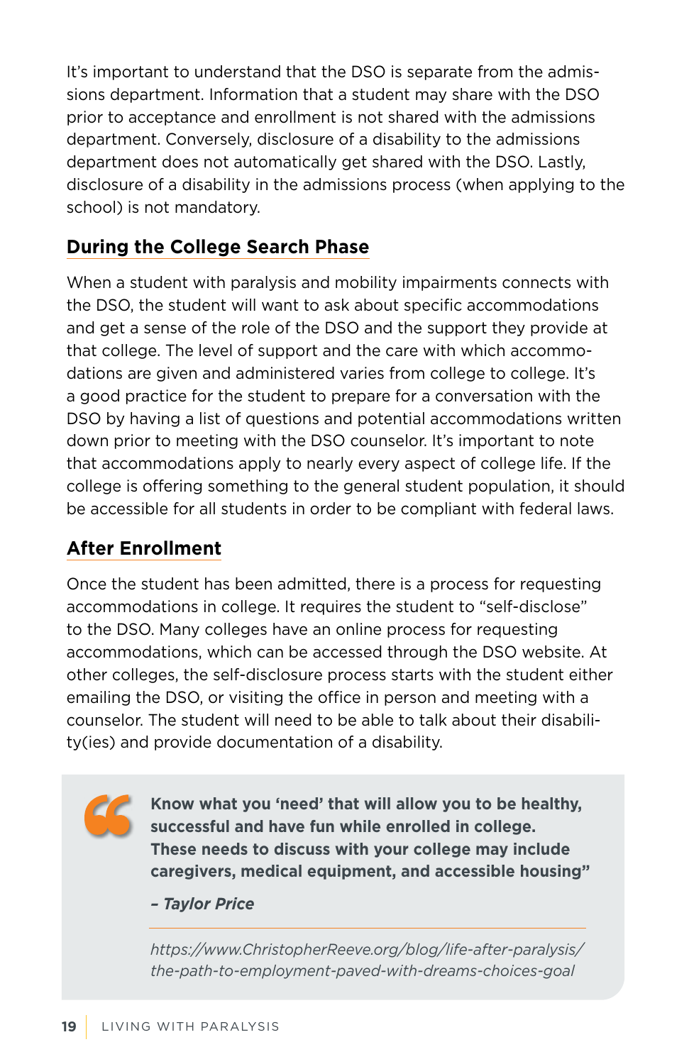It's important to understand that the DSO is separate from the admissions department. Information that a student may share with the DSO prior to acceptance and enrollment is not shared with the admissions department. Conversely, disclosure of a disability to the admissions department does not automatically get shared with the DSO. Lastly, disclosure of a disability in the admissions process (when applying to the school) is not mandatory.

## During the College Search Phase

When a student with paralysis and mobility impairments connects with the DSO, the student will want to ask about specific accommodations and get a sense of the role of the DSO and the support they provide at that college. The level of support and the care with which accommodations are given and administered varies from college to college. It's a good practice for the student to prepare for a conversation with the DSO by having a list of questions and potential accommodations written down prior to meeting with the DSO counselor. It's important to note that accommodations apply to nearly every aspect of college life. If the college is offering something to the general student population, it should be accessible for all students in order to be compliant with federal laws.

## After Enrollment

Once the student has been admitted, there is a process for requesting accommodations in college. It requires the student to "self-disclose" to the DSO. Many colleges have an online process for requesting accommodations, which can be accessed through the DSO website. At other colleges, the self-disclosure process starts with the student either emailing the DSO, or visiting the office in person and meeting with a counselor. The student will need to be able to talk about their disability(ies) and provide documentation of a disability.

> **Know what you 'need' that will allow you to be healthy, successful and have fun while enrolled in college. These needs to discuss with your college may include caregivers, medical equipment, and accessible housing"**
>
> ***– Taylor Price***
>
> *https://www.ChristopherReeve.org/blog/life-after-paralysis/the-path-to-employment-paved-with-dreams-choices-goal*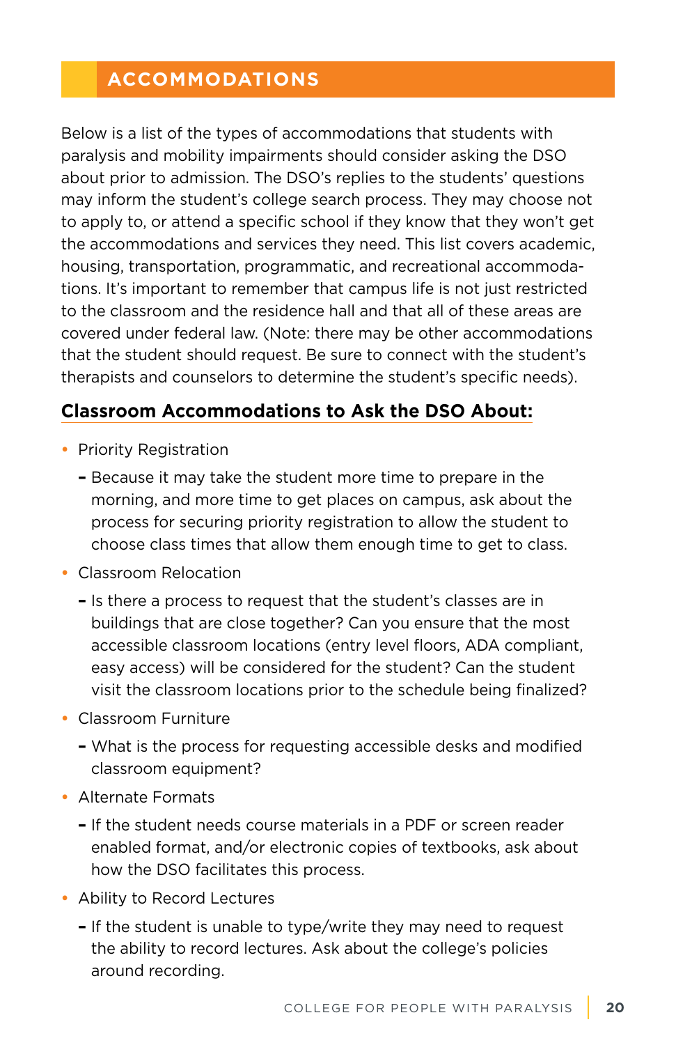## ACCOMMODATIONS

Below is a list of the types of accommodations that students with paralysis and mobility impairments should consider asking the DSO about prior to admission. The DSO's replies to the students' questions may inform the student's college search process. They may choose not to apply to, or attend a specific school if they know that they won't get the accommodations and services they need. This list covers academic, housing, transportation, programmatic, and recreational accommodations. It's important to remember that campus life is not just restricted to the classroom and the residence hall and that all of these areas are covered under federal law. (Note: there may be other accommodations that the student should request. Be sure to connect with the student's therapists and counselors to determine the student's specific needs).

### Classroom Accommodations to Ask the DSO About:

- Priority Registration
  - Because it may take the student more time to prepare in the morning, and more time to get places on campus, ask about the process for securing priority registration to allow the student to choose class times that allow them enough time to get to class.
- Classroom Relocation
  - Is there a process to request that the student's classes are in buildings that are close together? Can you ensure that the most accessible classroom locations (entry level floors, ADA compliant, easy access) will be considered for the student? Can the student visit the classroom locations prior to the schedule being finalized?
- Classroom Furniture
  - What is the process for requesting accessible desks and modified classroom equipment?
- Alternate Formats
  - If the student needs course materials in a PDF or screen reader enabled format, and/or electronic copies of textbooks, ask about how the DSO facilitates this process.
- Ability to Record Lectures
  - If the student is unable to type/write they may need to request the ability to record lectures. Ask about the college's policies around recording.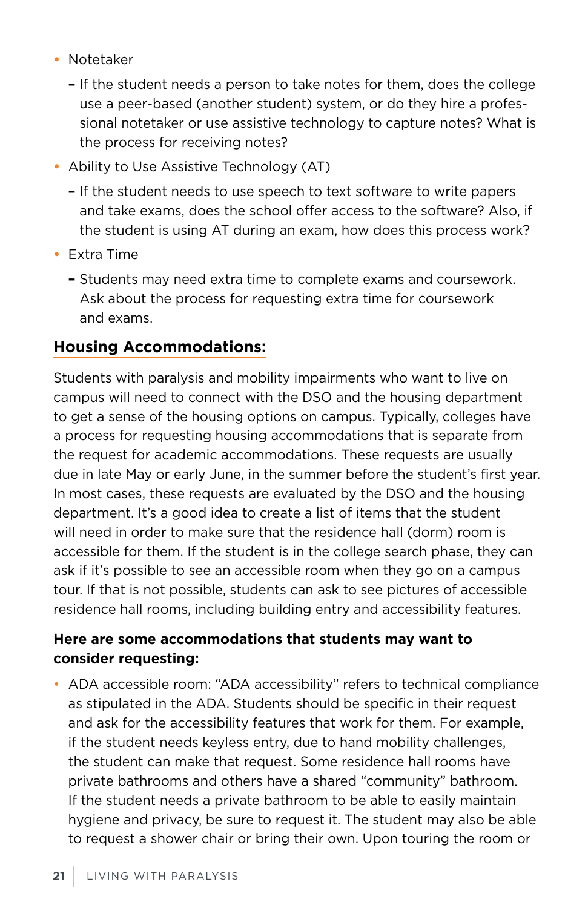- Notetaker
  - If the student needs a person to take notes for them, does the college use a peer-based (another student) system, or do they hire a professional notetaker or use assistive technology to capture notes? What is the process for receiving notes?
- Ability to Use Assistive Technology (AT)
  - If the student needs to use speech to text software to write papers and take exams, does the school offer access to the software? Also, if the student is using AT during an exam, how does this process work?
- Extra Time
  - Students may need extra time to complete exams and coursework. Ask about the process for requesting extra time for coursework and exams.

## Housing Accommodations:

Students with paralysis and mobility impairments who want to live on campus will need to connect with the DSO and the housing department to get a sense of the housing options on campus. Typically, colleges have a process for requesting housing accommodations that is separate from the request for academic accommodations. These requests are usually due in late May or early June, in the summer before the student's first year. In most cases, these requests are evaluated by the DSO and the housing department. It's a good idea to create a list of items that the student will need in order to make sure that the residence hall (dorm) room is accessible for them. If the student is in the college search phase, they can ask if it's possible to see an accessible room when they go on a campus tour. If that is not possible, students can ask to see pictures of accessible residence hall rooms, including building entry and accessibility features.

**Here are some accommodations that students may want to consider requesting:**

- ADA accessible room: "ADA accessibility" refers to technical compliance as stipulated in the ADA. Students should be specific in their request and ask for the accessibility features that work for them. For example, if the student needs keyless entry, due to hand mobility challenges, the student can make that request. Some residence hall rooms have private bathrooms and others have a shared "community" bathroom. If the student needs a private bathroom to be able to easily maintain hygiene and privacy, be sure to request it. The student may also be able to request a shower chair or bring their own. Upon touring the room or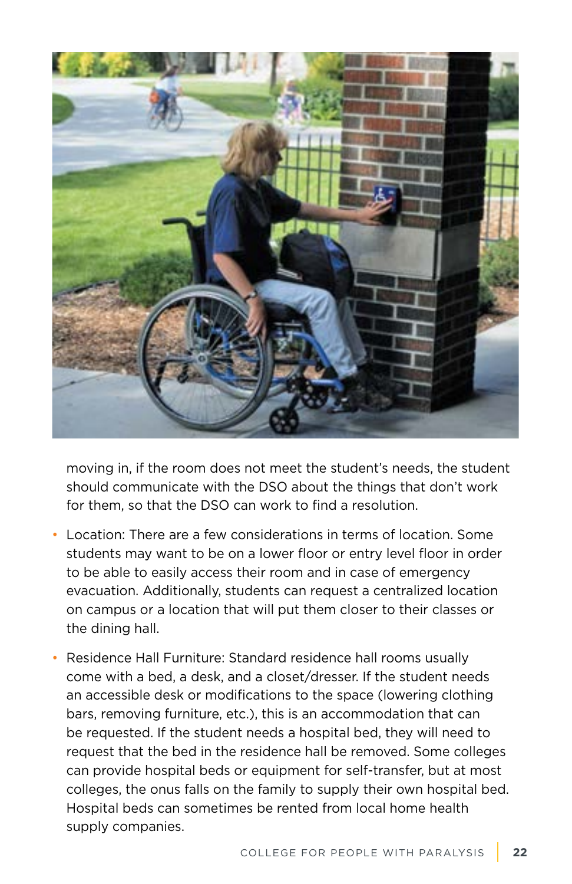moving in, if the room does not meet the student's needs, the student should communicate with the DSO about the things that don't work for them, so that the DSO can work to find a resolution.

- Location: There are a few considerations in terms of location. Some students may want to be on a lower floor or entry level floor in order to be able to easily access their room and in case of emergency evacuation. Additionally, students can request a centralized location on campus or a location that will put them closer to their classes or the dining hall.
- Residence Hall Furniture: Standard residence hall rooms usually come with a bed, a desk, and a closet/dresser. If the student needs an accessible desk or modifications to the space (lowering clothing bars, removing furniture, etc.), this is an accommodation that can be requested. If the student needs a hospital bed, they will need to request that the bed in the residence hall be removed. Some colleges can provide hospital beds or equipment for self-transfer, but at most colleges, the onus falls on the family to supply their own hospital bed. Hospital beds can sometimes be rented from local home health supply companies.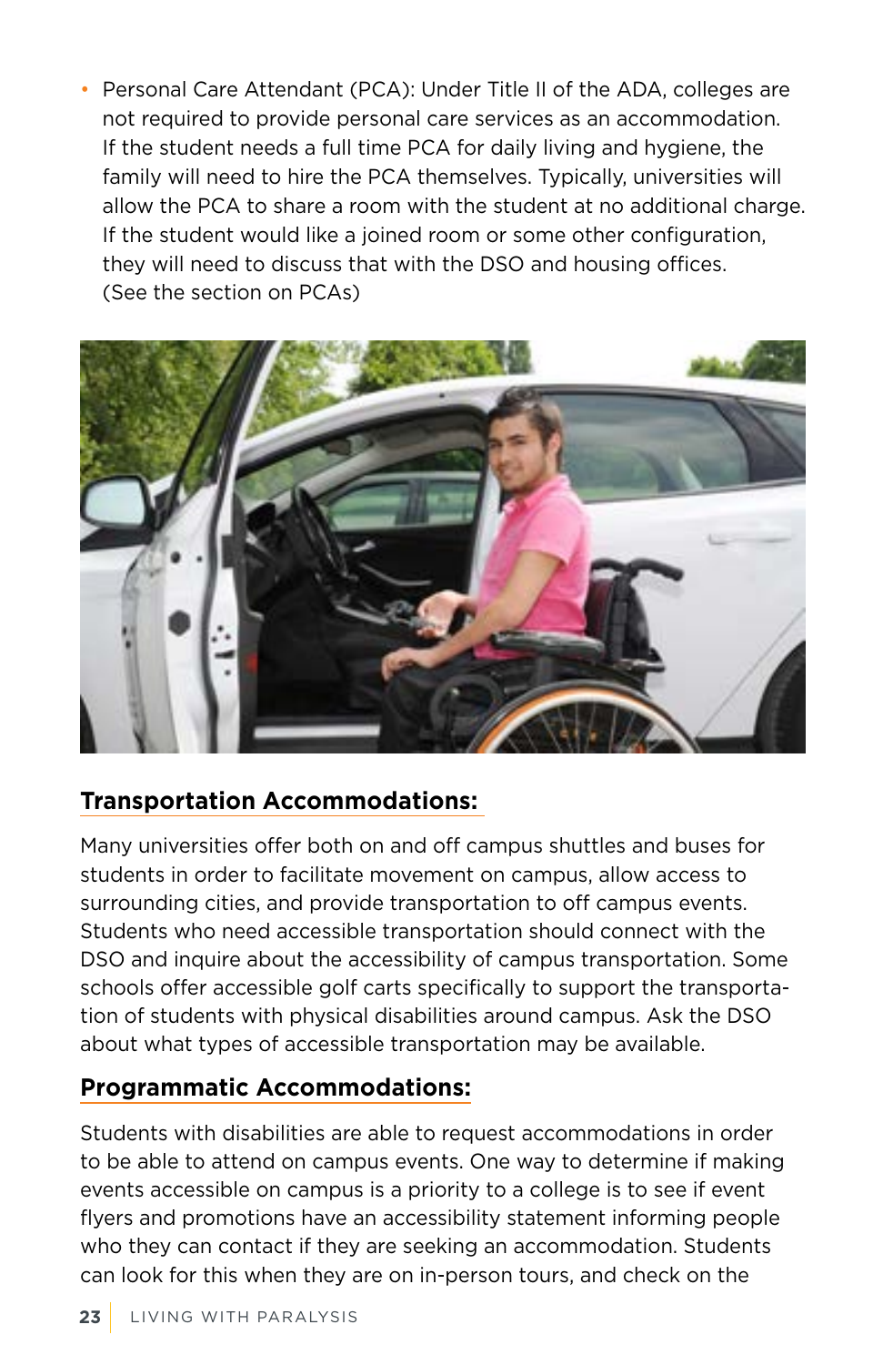- Personal Care Attendant (PCA): Under Title II of the ADA, colleges are not required to provide personal care services as an accommodation. If the student needs a full time PCA for daily living and hygiene, the family will need to hire the PCA themselves. Typically, universities will allow the PCA to share a room with the student at no additional charge. If the student would like a joined room or some other configuration, they will need to discuss that with the DSO and housing offices. (See the section on PCAs)

## Transportation Accommodations:

Many universities offer both on and off campus shuttles and buses for students in order to facilitate movement on campus, allow access to surrounding cities, and provide transportation to off campus events. Students who need accessible transportation should connect with the DSO and inquire about the accessibility of campus transportation. Some schools offer accessible golf carts specifically to support the transportation of students with physical disabilities around campus. Ask the DSO about what types of accessible transportation may be available.

## Programmatic Accommodations:

Students with disabilities are able to request accommodations in order to be able to attend on campus events. One way to determine if making events accessible on campus is a priority to a college is to see if event flyers and promotions have an accessibility statement informing people who they can contact if they are seeking an accommodation. Students can look for this when they are on in-person tours, and check on the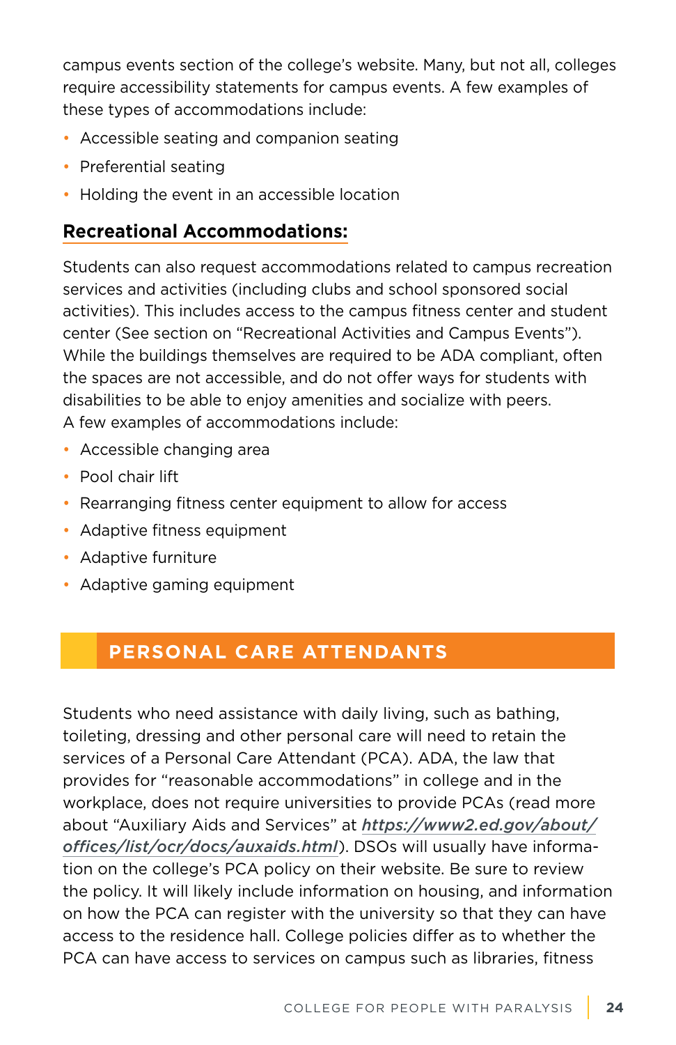campus events section of the college's website. Many, but not all, colleges require accessibility statements for campus events. A few examples of these types of accommodations include:

- Accessible seating and companion seating
- Preferential seating
- Holding the event in an accessible location

### Recreational Accommodations:

Students can also request accommodations related to campus recreation services and activities (including clubs and school sponsored social activities). This includes access to the campus fitness center and student center (See section on "Recreational Activities and Campus Events"). While the buildings themselves are required to be ADA compliant, often the spaces are not accessible, and do not offer ways for students with disabilities to be able to enjoy amenities and socialize with peers. A few examples of accommodations include:

- Accessible changing area
- Pool chair lift
- Rearranging fitness center equipment to allow for access
- Adaptive fitness equipment
- Adaptive furniture
- Adaptive gaming equipment

## PERSONAL CARE ATTENDANTS

Students who need assistance with daily living, such as bathing, toileting, dressing and other personal care will need to retain the services of a Personal Care Attendant (PCA). ADA, the law that provides for "reasonable accommodations" in college and in the workplace, does not require universities to provide PCAs (read more about "Auxiliary Aids and Services" at ***https://www2.ed.gov/about/offices/list/ocr/docs/auxaids.html***). DSOs will usually have information on the college's PCA policy on their website. Be sure to review the policy. It will likely include information on housing, and information on how the PCA can register with the university so that they can have access to the residence hall. College policies differ as to whether the PCA can have access to services on campus such as libraries, fitness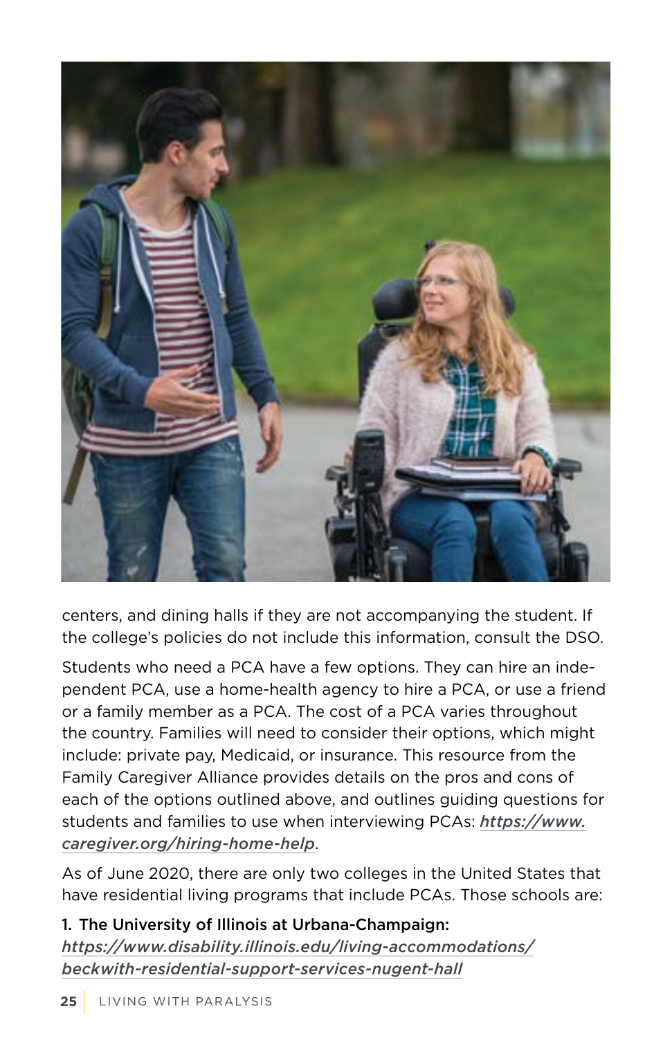centers, and dining halls if they are not accompanying the student. If the college's policies do not include this information, consult the DSO.

Students who need a PCA have a few options. They can hire an independent PCA, use a home-health agency to hire a PCA, or use a friend or a family member as a PCA. The cost of a PCA varies throughout the country. Families will need to consider their options, which might include: private pay, Medicaid, or insurance. This resource from the Family Caregiver Alliance provides details on the pros and cons of each of the options outlined above, and outlines guiding questions for students and families to use when interviewing PCAs: ***https://www.caregiver.org/hiring-home-help***.

As of June 2020, there are only two colleges in the United States that have residential living programs that include PCAs. Those schools are:

1. **The University of Illinois at Urbana-Champaign:**
   ***https://www.disability.illinois.edu/living-accommodations/beckwith-residential-support-services-nugent-hall***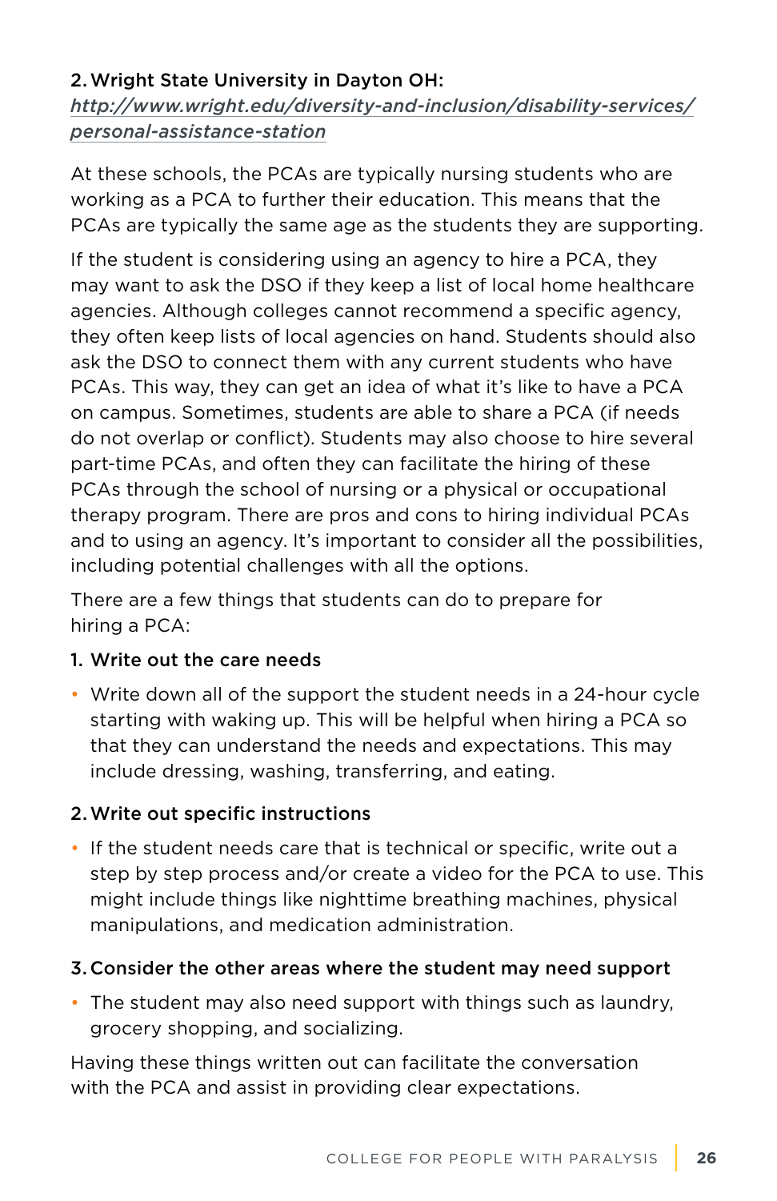2. **Wright State University in Dayton OH:** *http://www.wright.edu/diversity-and-inclusion/disability-services/personal-assistance-station*

At these schools, the PCAs are typically nursing students who are working as a PCA to further their education. This means that the PCAs are typically the same age as the students they are supporting.

If the student is considering using an agency to hire a PCA, they may want to ask the DSO if they keep a list of local home healthcare agencies. Although colleges cannot recommend a specific agency, they often keep lists of local agencies on hand. Students should also ask the DSO to connect them with any current students who have PCAs. This way, they can get an idea of what it's like to have a PCA on campus. Sometimes, students are able to share a PCA (if needs do not overlap or conflict). Students may also choose to hire several part-time PCAs, and often they can facilitate the hiring of these PCAs through the school of nursing or a physical or occupational therapy program. There are pros and cons to hiring individual PCAs and to using an agency. It's important to consider all the possibilities, including potential challenges with all the options.

There are a few things that students can do to prepare for hiring a PCA:

**1. Write out the care needs**

- Write down all of the support the student needs in a 24-hour cycle starting with waking up. This will be helpful when hiring a PCA so that they can understand the needs and expectations. This may include dressing, washing, transferring, and eating.

**2. Write out specific instructions**

- If the student needs care that is technical or specific, write out a step by step process and/or create a video for the PCA to use. This might include things like nighttime breathing machines, physical manipulations, and medication administration.

**3. Consider the other areas where the student may need support**

- The student may also need support with things such as laundry, grocery shopping, and socializing.

Having these things written out can facilitate the conversation with the PCA and assist in providing clear expectations.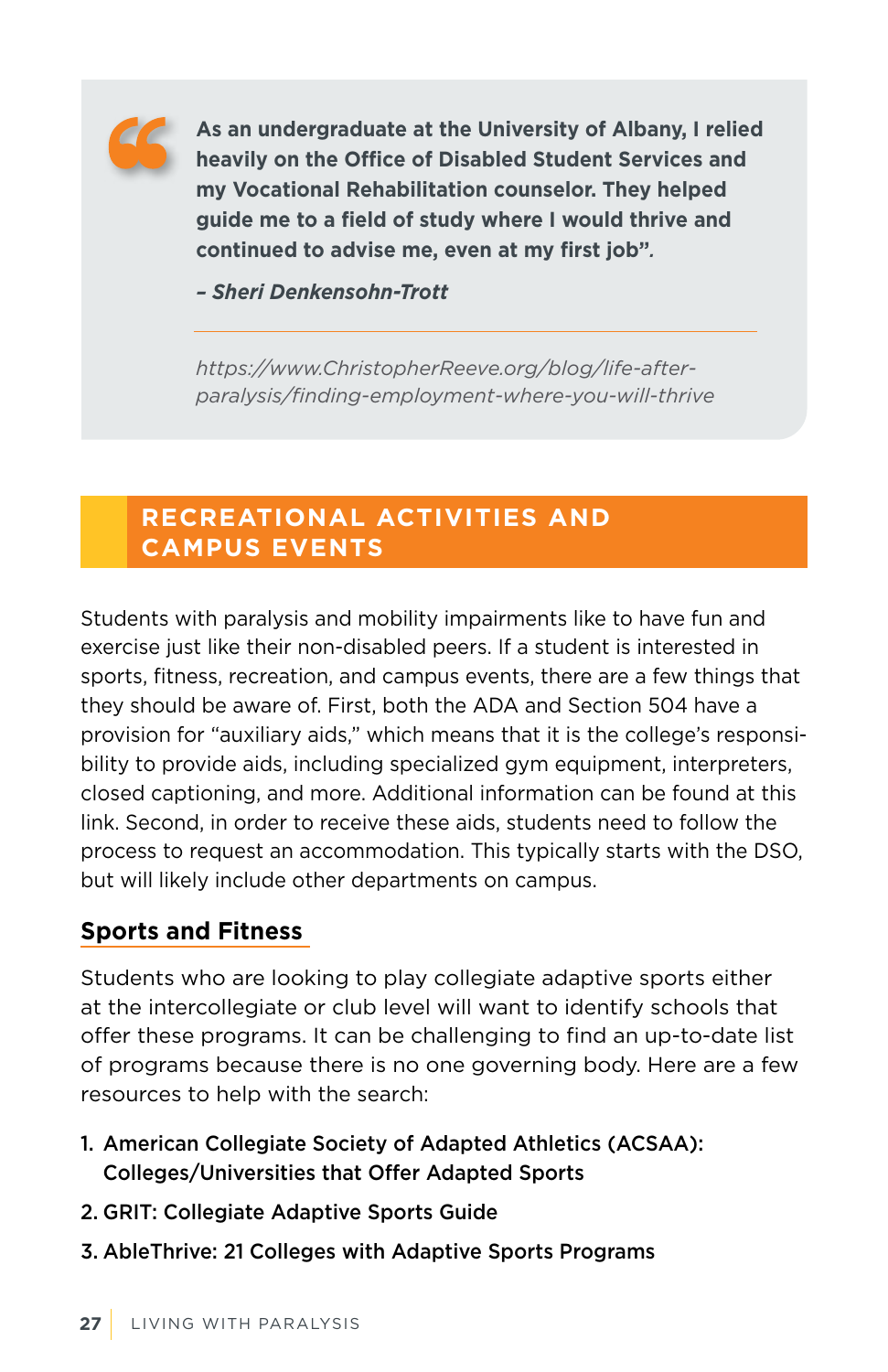> **As an undergraduate at the University of Albany, I relied heavily on the Office of Disabled Student Services and my Vocational Rehabilitation counselor. They helped guide me to a field of study where I would thrive and continued to advise me, even at my first job”.**
>
> ***– Sheri Denkensohn-Trott***
>
> *https://www.ChristopherReeve.org/blog/life-after-paralysis/finding-employment-where-you-will-thrive*

## RECREATIONAL ACTIVITIES AND CAMPUS EVENTS

Students with paralysis and mobility impairments like to have fun and exercise just like their non-disabled peers. If a student is interested in sports, fitness, recreation, and campus events, there are a few things that they should be aware of. First, both the ADA and Section 504 have a provision for “auxiliary aids,” which means that it is the college’s responsibility to provide aids, including specialized gym equipment, interpreters, closed captioning, and more. Additional information can be found at this link. Second, in order to receive these aids, students need to follow the process to request an accommodation. This typically starts with the DSO, but will likely include other departments on campus.

### Sports and Fitness

Students who are looking to play collegiate adaptive sports either at the intercollegiate or club level will want to identify schools that offer these programs. It can be challenging to find an up-to-date list of programs because there is no governing body. Here are a few resources to help with the search:

1. **American Collegiate Society of Adapted Athletics (ACSAA): Colleges/Universities that Offer Adapted Sports**
2. **GRIT: Collegiate Adaptive Sports Guide**
3. **AbleThrive: 21 Colleges with Adaptive Sports Programs**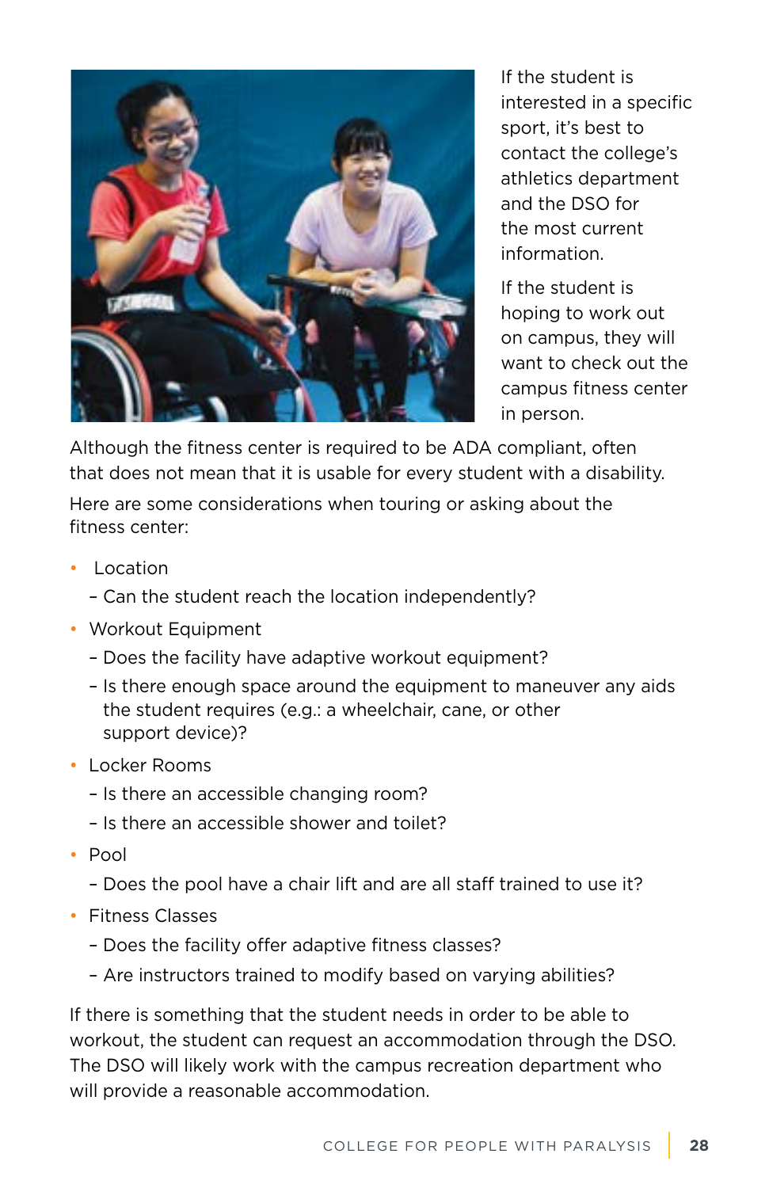If the student is interested in a specific sport, it's best to contact the college's athletics department and the DSO for the most current information.

If the student is hoping to work out on campus, they will want to check out the campus fitness center in person.

Although the fitness center is required to be ADA compliant, often that does not mean that it is usable for every student with a disability.

Here are some considerations when touring or asking about the fitness center:

- Location
  - Can the student reach the location independently?
- Workout Equipment
  - Does the facility have adaptive workout equipment?
  - Is there enough space around the equipment to maneuver any aids the student requires (e.g.: a wheelchair, cane, or other support device)?
- Locker Rooms
  - Is there an accessible changing room?
  - Is there an accessible shower and toilet?
- Pool
  - Does the pool have a chair lift and are all staff trained to use it?
- Fitness Classes
  - Does the facility offer adaptive fitness classes?
  - Are instructors trained to modify based on varying abilities?

If there is something that the student needs in order to be able to workout, the student can request an accommodation through the DSO. The DSO will likely work with the campus recreation department who will provide a reasonable accommodation.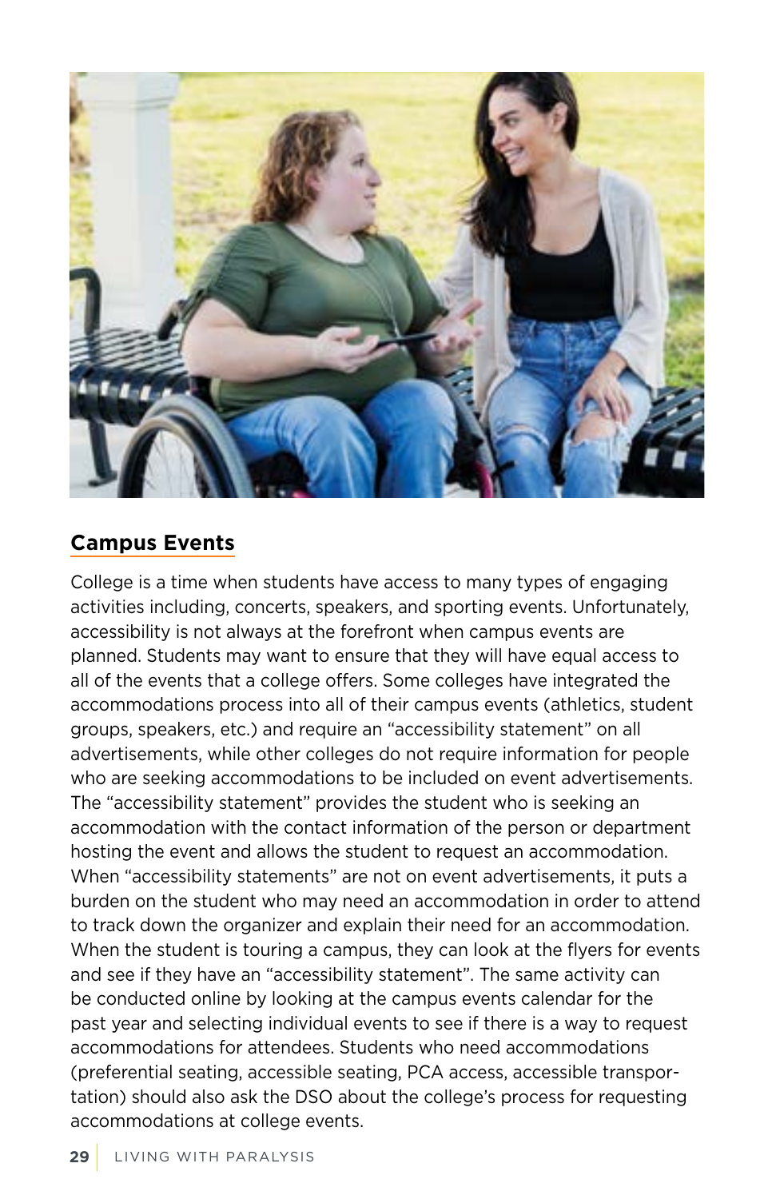## Campus Events

College is a time when students have access to many types of engaging activities including, concerts, speakers, and sporting events. Unfortunately, accessibility is not always at the forefront when campus events are planned. Students may want to ensure that they will have equal access to all of the events that a college offers. Some colleges have integrated the accommodations process into all of their campus events (athletics, student groups, speakers, etc.) and require an "accessibility statement" on all advertisements, while other colleges do not require information for people who are seeking accommodations to be included on event advertisements. The "accessibility statement" provides the student who is seeking an accommodation with the contact information of the person or department hosting the event and allows the student to request an accommodation. When "accessibility statements" are not on event advertisements, it puts a burden on the student who may need an accommodation in order to attend to track down the organizer and explain their need for an accommodation. When the student is touring a campus, they can look at the flyers for events and see if they have an "accessibility statement". The same activity can be conducted online by looking at the campus events calendar for the past year and selecting individual events to see if there is a way to request accommodations for attendees. Students who need accommodations (preferential seating, accessible seating, PCA access, accessible transportation) should also ask the DSO about the college's process for requesting accommodations at college events.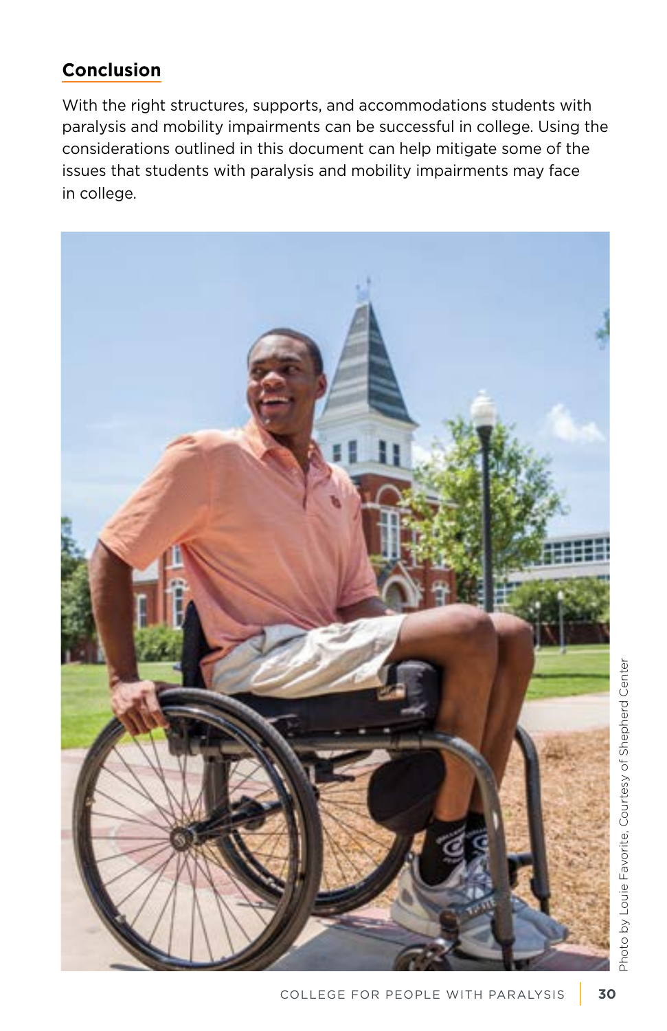## Conclusion

With the right structures, supports, and accommodations students with paralysis and mobility impairments can be successful in college. Using the considerations outlined in this document can help mitigate some of the issues that students with paralysis and mobility impairments may face in college.

Photo by Louie Favorite, Courtesy of Shepherd Center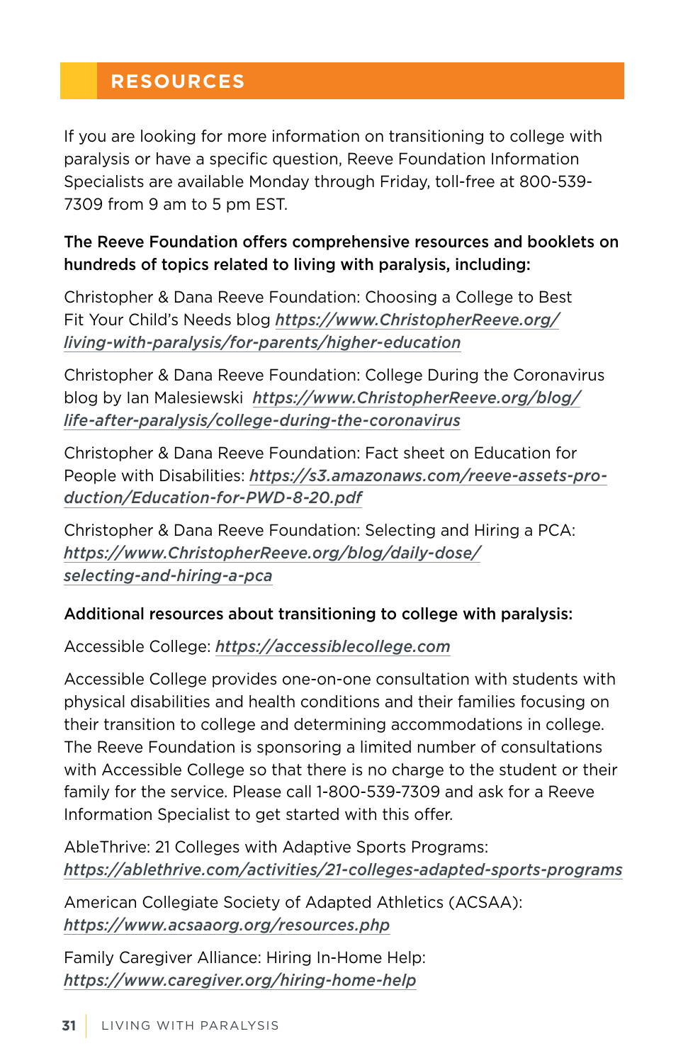## RESOURCES

If you are looking for more information on transitioning to college with paralysis or have a specific question, Reeve Foundation Information Specialists are available Monday through Friday, toll-free at 800-539-7309 from 9 am to 5 pm EST.

**The Reeve Foundation offers comprehensive resources and booklets on hundreds of topics related to living with paralysis, including:**

Christopher & Dana Reeve Foundation: Choosing a College to Best Fit Your Child's Needs blog ***https://www.ChristopherReeve.org/living-with-paralysis/for-parents/higher-education***

Christopher & Dana Reeve Foundation: College During the Coronavirus blog by Ian Malesiewski ***https://www.ChristopherReeve.org/blog/life-after-paralysis/college-during-the-coronavirus***

Christopher & Dana Reeve Foundation: Fact sheet on Education for People with Disabilities: ***https://s3.amazonaws.com/reeve-assets-production/Education-for-PWD-8-20.pdf***

Christopher & Dana Reeve Foundation: Selecting and Hiring a PCA: ***https://www.ChristopherReeve.org/blog/daily-dose/selecting-and-hiring-a-pca***

**Additional resources about transitioning to college with paralysis:**

Accessible College: ***https://accessiblecollege.com***

Accessible College provides one-on-one consultation with students with physical disabilities and health conditions and their families focusing on their transition to college and determining accommodations in college. The Reeve Foundation is sponsoring a limited number of consultations with Accessible College so that there is no charge to the student or their family for the service. Please call 1-800-539-7309 and ask for a Reeve Information Specialist to get started with this offer.

AbleThrive: 21 Colleges with Adaptive Sports Programs: ***https://ablethrive.com/activities/21-colleges-adapted-sports-programs***

American Collegiate Society of Adapted Athletics (ACSAA): ***https://www.acsaaorg.org/resources.php***

Family Caregiver Alliance: Hiring In-Home Help: ***https://www.caregiver.org/hiring-home-help***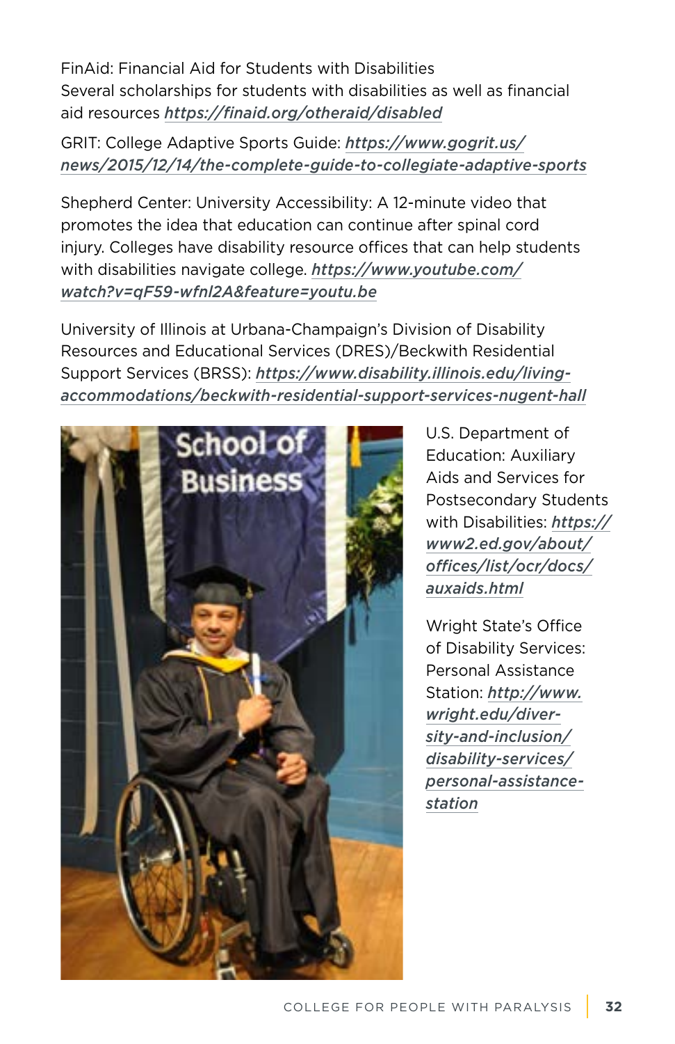FinAid: Financial Aid for Students with Disabilities
Several scholarships for students with disabilities as well as financial aid resources ***https://finaid.org/otheraid/disabled***

GRIT: College Adaptive Sports Guide: ***https://www.gogrit.us/news/2015/12/14/the-complete-guide-to-collegiate-adaptive-sports***

Shepherd Center: University Accessibility: A 12-minute video that promotes the idea that education can continue after spinal cord injury. Colleges have disability resource offices that can help students with disabilities navigate college. ***https://www.youtube.com/watch?v=qF59-wfnl2A&feature=youtu.be***

University of Illinois at Urbana-Champaign's Division of Disability Resources and Educational Services (DRES)/Beckwith Residential Support Services (BRSS): ***https://www.disability.illinois.edu/living-accommodations/beckwith-residential-support-services-nugent-hall***

U.S. Department of Education: Auxiliary Aids and Services for Postsecondary Students with Disabilities: ***https://www2.ed.gov/about/offices/list/ocr/docs/auxaids.html***

Wright State's Office of Disability Services: Personal Assistance Station: ***http://www.wright.edu/diversity-and-inclusion/disability-services/personal-assistance-station***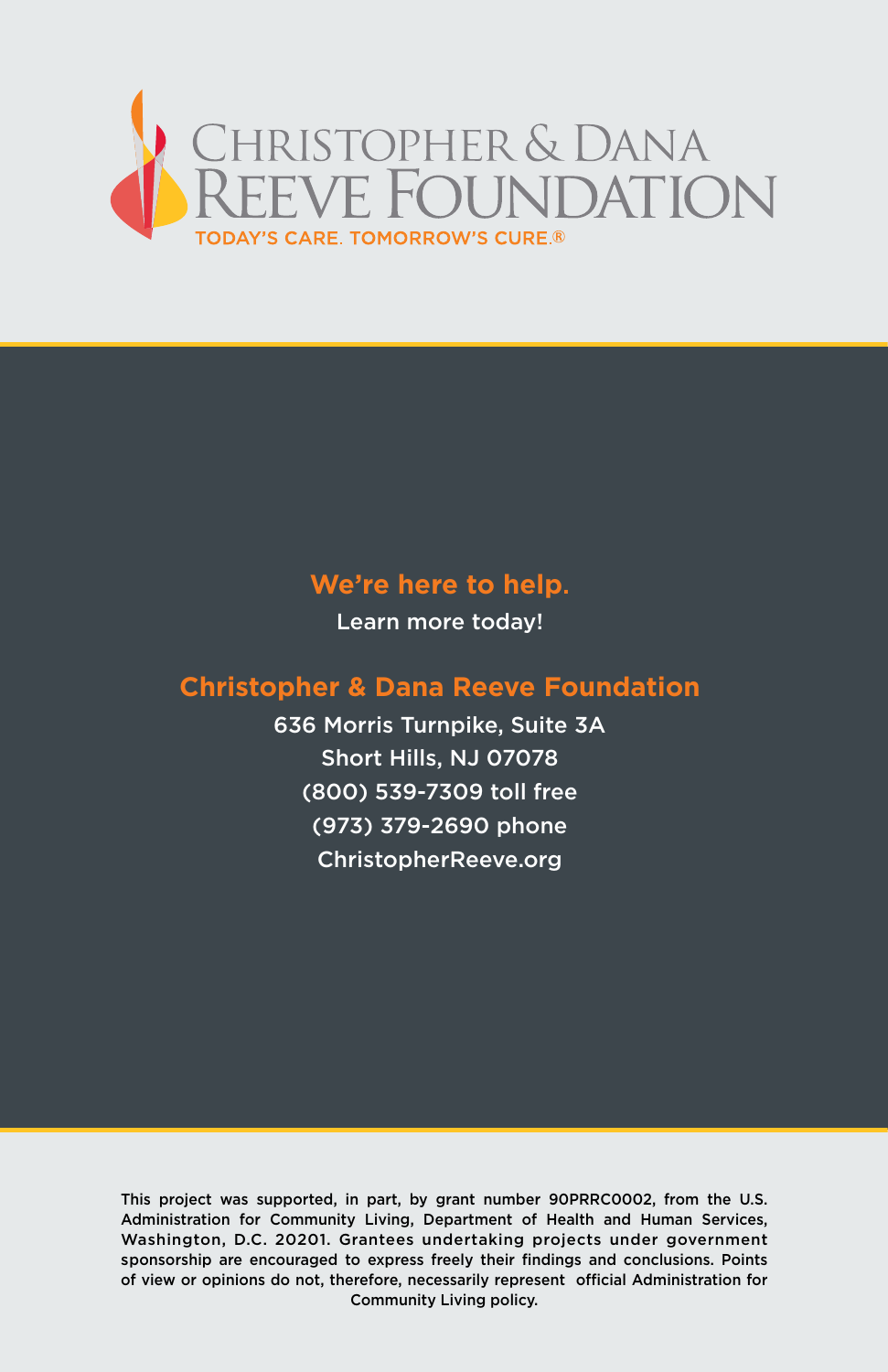CHRISTOPHER & DANA
REEVE FOUNDATION
TODAY'S CARE. TOMORROW'S CURE.®

## We're here to help.

Learn more today!

## Christopher & Dana Reeve Foundation

636 Morris Turnpike, Suite 3A
Short Hills, NJ 07078
(800) 539-7309 toll free
(973) 379-2690 phone
ChristopherReeve.org

This project was supported, in part, by grant number 90PRRC0002, from the U.S. Administration for Community Living, Department of Health and Human Services, Washington, D.C. 20201. Grantees undertaking projects under government sponsorship are encouraged to express freely their findings and conclusions. Points of view or opinions do not, therefore, necessarily represent official Administration for Community Living policy.